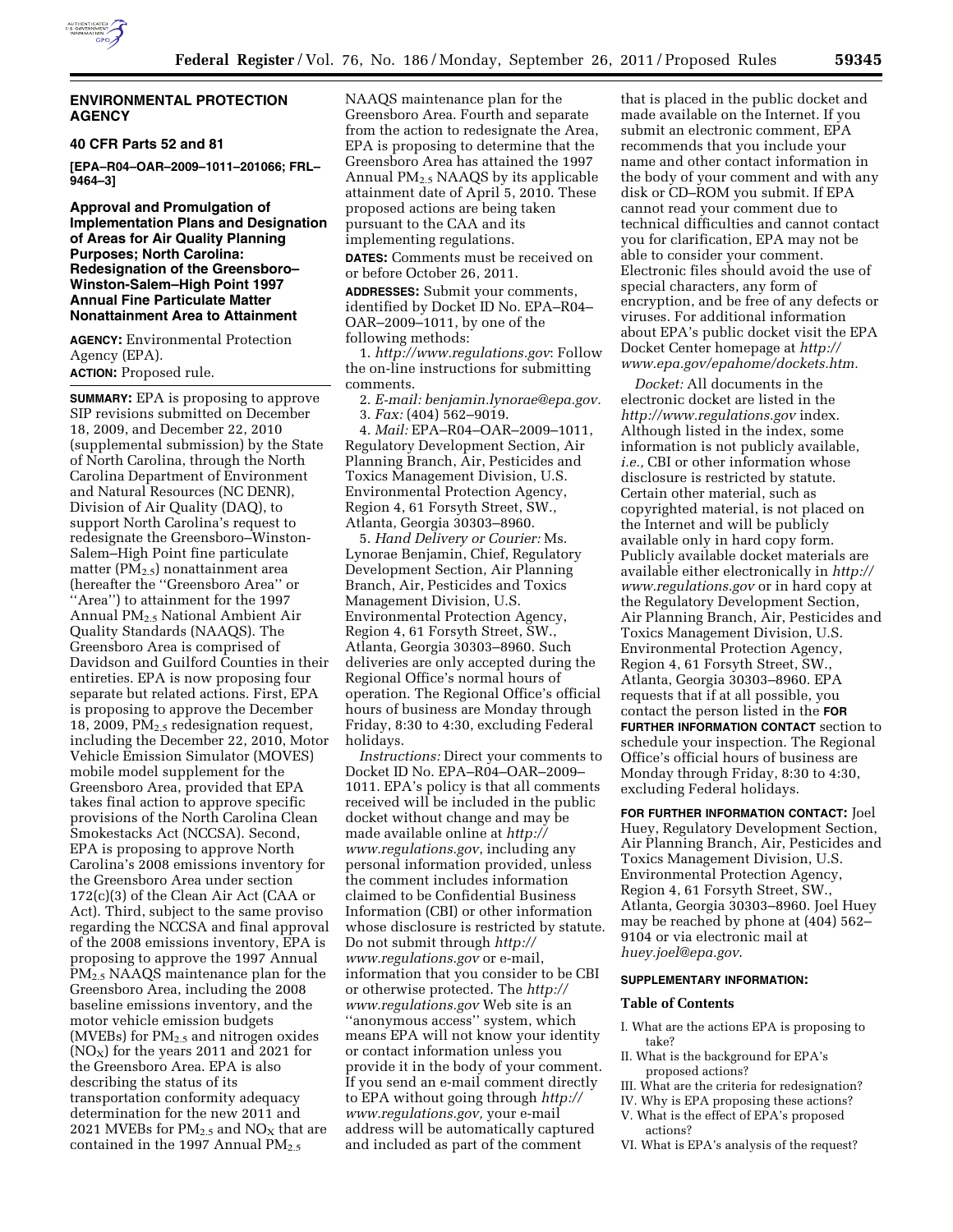## ENVIRONMENTAL PROTECTION AGENCY

### 40 CFR Parts 52 and 81

**[EPA–R04–OAR–2009–1011–201066; FRL–9464–3]**

### Approval and Promulgation of Implementation Plans and Designation of Areas for Air Quality Planning Purposes; North Carolina: Redesignation of the Greensboro–Winston-Salem–High Point 1997 Annual Fine Particulate Matter Nonattainment Area to Attainment

**AGENCY:** Environmental Protection Agency (EPA).

**ACTION:** Proposed rule.

**SUMMARY:** EPA is proposing to approve SIP revisions submitted on December 18, 2009, and December 22, 2010 (supplemental submission) by the State of North Carolina, through the North Carolina Department of Environment and Natural Resources (NC DENR), Division of Air Quality (DAQ), to support North Carolina's request to redesignate the Greensboro–Winston-Salem–High Point fine particulate matter ($PM_{2.5}$) nonattainment area (hereafter the "Greensboro Area" or "Area") to attainment for the 1997 Annual $PM_{2.5}$ National Ambient Air Quality Standards (NAAQS). The Greensboro Area is comprised of Davidson and Guilford Counties in their entireties. EPA is now proposing four separate but related actions. First, EPA is proposing to approve the December 18, 2009, $PM_{2.5}$ redesignation request, including the December 22, 2010, Motor Vehicle Emission Simulator (MOVES) mobile model supplement for the Greensboro Area, provided that EPA takes final action to approve specific provisions of the North Carolina Clean Smokestacks Act (NCCSA). Second, EPA is proposing to approve North Carolina's 2008 emissions inventory for the Greensboro Area under section 172(c)(3) of the Clean Air Act (CAA or Act). Third, subject to the same proviso regarding the NCCSA and final approval of the 2008 emissions inventory, EPA is proposing to approve the 1997 Annual $PM_{2.5}$ NAAQS maintenance plan for the Greensboro Area, including the 2008 baseline emissions inventory, and the motor vehicle emission budgets (MVEBs) for $PM_{2.5}$ and nitrogen oxides ($NO_X$) for the years 2011 and 2021 for the Greensboro Area. EPA is also describing the status of its transportation conformity adequacy determination for the new 2011 and 2021 MVEBs for $PM_{2.5}$ and $NO_X$ that are contained in the 1997 Annual $PM_{2.5}$ NAAQS maintenance plan for the Greensboro Area. Fourth and separate from the action to redesignate the Area, EPA is proposing to determine that the Greensboro Area has attained the 1997 Annual $PM_{2.5}$ NAAQS by its applicable attainment date of April 5, 2010. These proposed actions are being taken pursuant to the CAA and its implementing regulations.

**DATES:** Comments must be received on or before October 26, 2011.

**ADDRESSES:** Submit your comments, identified by Docket ID No. EPA–R04–OAR–2009–1011, by one of the following methods:

1. *http://www.regulations.gov*: Follow the on-line instructions for submitting comments.
2. *E-mail: benjamin.lynorae@epa.gov.*
3. *Fax:* (404) 562–9019.
4. *Mail:* EPA–R04–OAR–2009–1011, Regulatory Development Section, Air Planning Branch, Air, Pesticides and Toxics Management Division, U.S. Environmental Protection Agency, Region 4, 61 Forsyth Street, SW., Atlanta, Georgia 30303–8960.
5. *Hand Delivery or Courier:* Ms. Lynorae Benjamin, Chief, Regulatory Development Section, Air Planning Branch, Air, Pesticides and Toxics Management Division, U.S. Environmental Protection Agency, Region 4, 61 Forsyth Street, SW., Atlanta, Georgia 30303–8960. Such deliveries are only accepted during the Regional Office's normal hours of operation. The Regional Office's official hours of business are Monday through Friday, 8:30 to 4:30, excluding Federal holidays.

*Instructions:* Direct your comments to Docket ID No. EPA–R04–OAR–2009–1011. EPA's policy is that all comments received will be included in the public docket without change and may be made available online at *http://www.regulations.gov*, including any personal information provided, unless the comment includes information claimed to be Confidential Business Information (CBI) or other information whose disclosure is restricted by statute. Do not submit through *http://www.regulations.gov* or e-mail, information that you consider to be CBI or otherwise protected. The *http://www.regulations.gov* Web site is an "anonymous access" system, which means EPA will not know your identity or contact information unless you provide it in the body of your comment. If you send an e-mail comment directly to EPA without going through *http://www.regulations.gov,* your e-mail address will be automatically captured and included as part of the comment that is placed in the public docket and made available on the Internet. If you submit an electronic comment, EPA recommends that you include your name and other contact information in the body of your comment and with any disk or CD–ROM you submit. If EPA cannot read your comment due to technical difficulties and cannot contact you for clarification, EPA may not be able to consider your comment. Electronic files should avoid the use of special characters, any form of encryption, and be free of any defects or viruses. For additional information about EPA's public docket visit the EPA Docket Center homepage at *http://www.epa.gov/epahome/dockets.htm.*

*Docket:* All documents in the electronic docket are listed in the *http://www.regulations.gov* index. Although listed in the index, some information is not publicly available, *i.e.,* CBI or other information whose disclosure is restricted by statute. Certain other material, such as copyrighted material, is not placed on the Internet and will be publicly available only in hard copy form. Publicly available docket materials are available either electronically in *http://www.regulations.gov* or in hard copy at the Regulatory Development Section, Air Planning Branch, Air, Pesticides and Toxics Management Division, U.S. Environmental Protection Agency, Region 4, 61 Forsyth Street, SW., Atlanta, Georgia 30303–8960. EPA requests that if at all possible, you contact the person listed in the **FOR FURTHER INFORMATION CONTACT** section to schedule your inspection. The Regional Office's official hours of business are Monday through Friday, 8:30 to 4:30, excluding Federal holidays.

**FOR FURTHER INFORMATION CONTACT:** Joel Huey, Regulatory Development Section, Air Planning Branch, Air, Pesticides and Toxics Management Division, U.S. Environmental Protection Agency, Region 4, 61 Forsyth Street, SW., Atlanta, Georgia 30303–8960. Joel Huey may be reached by phone at (404) 562–9104 or via electronic mail at *huey.joel@epa.gov*.

**SUPPLEMENTARY INFORMATION:**

**Table of Contents**

- I. What are the actions EPA is proposing to take?
- II. What is the background for EPA's proposed actions?
- III. What are the criteria for redesignation?
- IV. Why is EPA proposing these actions?
- V. What is the effect of EPA's proposed actions?
- VI. What is EPA's analysis of the request?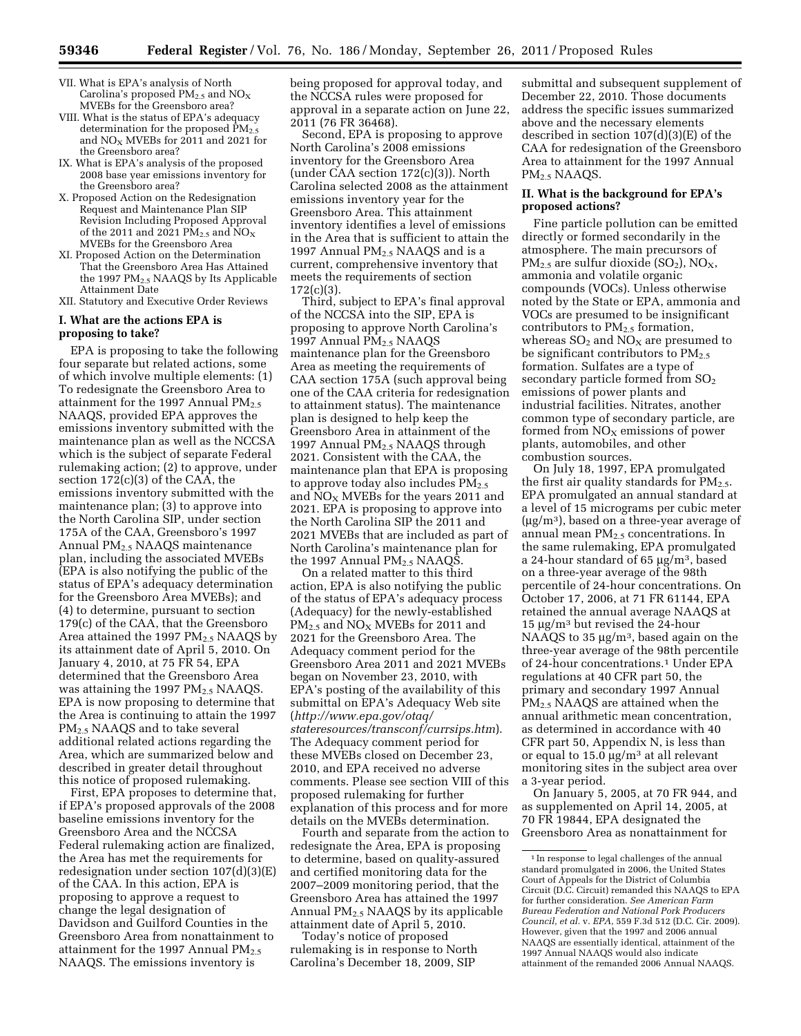VII. What is EPA's analysis of North Carolina's proposed $PM_{2.5}$ and $NO_X$ MVEBs for the Greensboro area?

VIII. What is the status of EPA's adequacy determination for the proposed $PM_{2.5}$ and $NO_X$ MVEBs for 2011 and 2021 for the Greensboro area?

IX. What is EPA's analysis of the proposed 2008 base year emissions inventory for the Greensboro area?

X. Proposed Action on the Redesignation Request and Maintenance Plan SIP Revision Including Proposed Approval of the 2011 and 2021 $PM_{2.5}$ and $NO_X$ MVEBs for the Greensboro Area

XI. Proposed Action on the Determination That the Greensboro Area Has Attained the 1997 $PM_{2.5}$ NAAQS by Its Applicable Attainment Date

XII. Statutory and Executive Order Reviews

## I. What are the actions EPA is proposing to take?

EPA is proposing to take the following four separate but related actions, some of which involve multiple elements: (1) To redesignate the Greensboro Area to attainment for the 1997 Annual $PM_{2.5}$ NAAQS, provided EPA approves the emissions inventory submitted with the maintenance plan as well as the NCCSA which is the subject of separate Federal rulemaking action; (2) to approve, under section 172(c)(3) of the CAA, the emissions inventory submitted with the maintenance plan; (3) to approve into the North Carolina SIP, under section 175A of the CAA, Greensboro's 1997 Annual $PM_{2.5}$ NAAQS maintenance plan, including the associated MVEBs (EPA is also notifying the public of the status of EPA's adequacy determination for the Greensboro Area MVEBs); and (4) to determine, pursuant to section 179(c) of the CAA, that the Greensboro Area attained the 1997 $PM_{2.5}$ NAAQS by its attainment date of April 5, 2010. On January 4, 2010, at 75 FR 54, EPA determined that the Greensboro Area was attaining the 1997 $PM_{2.5}$ NAAQS. EPA is now proposing to determine that the Area is continuing to attain the 1997 $PM_{2.5}$ NAAQS and to take several additional related actions regarding the Area, which are summarized below and described in greater detail throughout this notice of proposed rulemaking.

First, EPA proposes to determine that, if EPA's proposed approvals of the 2008 baseline emissions inventory for the Greensboro Area and the NCCSA Federal rulemaking action are finalized, the Area has met the requirements for redesignation under section 107(d)(3)(E) of the CAA. In this action, EPA is proposing to approve a request to change the legal designation of Davidson and Guilford Counties in the Greensboro Area from nonattainment to attainment for the 1997 Annual $PM_{2.5}$ NAAQS. The emissions inventory is being proposed for approval today, and the NCCSA rules were proposed for approval in a separate action on June 22, 2011 (76 FR 36468).

Second, EPA is proposing to approve North Carolina's 2008 emissions inventory for the Greensboro Area (under CAA section 172(c)(3)). North Carolina selected 2008 as the attainment emissions inventory year for the Greensboro Area. This attainment inventory identifies a level of emissions in the Area that is sufficient to attain the 1997 Annual $PM_{2.5}$ NAAQS and is a current, comprehensive inventory that meets the requirements of section 172(c)(3).

Third, subject to EPA's final approval of the NCCSA into the SIP, EPA is proposing to approve North Carolina's 1997 Annual $PM_{2.5}$ NAAQS maintenance plan for the Greensboro Area as meeting the requirements of CAA section 175A (such approval being one of the CAA criteria for redesignation to attainment status). The maintenance plan is designed to help keep the Greensboro Area in attainment of the 1997 Annual $PM_{2.5}$ NAAQS through 2021. Consistent with the CAA, the maintenance plan that EPA is proposing to approve today also includes $PM_{2.5}$ and $NO_X$ MVEBs for the years 2011 and 2021. EPA is proposing to approve into the North Carolina SIP the 2011 and 2021 MVEBs that are included as part of North Carolina's maintenance plan for the 1997 Annual $PM_{2.5}$ NAAQS.

On a related matter to this third action, EPA is also notifying the public of the status of EPA's adequacy process (Adequacy) for the newly-established $PM_{2.5}$ and $NO_X$ MVEBs for 2011 and 2021 for the Greensboro Area. The Adequacy comment period for the Greensboro Area 2011 and 2021 MVEBs began on November 23, 2010, with EPA's posting of the availability of this submittal on EPA's Adequacy Web site (*http://www.epa.gov/otaq/stateresources/transconf/currsips.htm*). The Adequacy comment period for these MVEBs closed on December 23, 2010, and EPA received no adverse comments. Please see section VIII of this proposed rulemaking for further explanation of this process and for more details on the MVEBs determination.

Fourth and separate from the action to redesignate the Area, EPA is proposing to determine, based on quality-assured and certified monitoring data for the 2007–2009 monitoring period, that the Greensboro Area has attained the 1997 Annual $PM_{2.5}$ NAAQS by its applicable attainment date of April 5, 2010.

Today's notice of proposed rulemaking is in response to North Carolina's December 18, 2009, SIP submittal and subsequent supplement of December 22, 2010. Those documents address the specific issues summarized above and the necessary elements described in section 107(d)(3)(E) of the CAA for redesignation of the Greensboro Area to attainment for the 1997 Annual $PM_{2.5}$ NAAQS.

## II. What is the background for EPA's proposed actions?

Fine particle pollution can be emitted directly or formed secondarily in the atmosphere. The main precursors of $PM_{2.5}$ are sulfur dioxide ($SO_2$), $NO_X$, ammonia and volatile organic compounds (VOCs). Unless otherwise noted by the State or EPA, ammonia and VOCs are presumed to be insignificant contributors to $PM_{2.5}$ formation, whereas $SO_2$ and $NO_X$ are presumed to be significant contributors to $PM_{2.5}$ formation. Sulfates are a type of secondary particle formed from $SO_2$ emissions of power plants and industrial facilities. Nitrates, another common type of secondary particle, are formed from $NO_X$ emissions of power plants, automobiles, and other combustion sources.

On July 18, 1997, EPA promulgated the first air quality standards for $PM_{2.5}$. EPA promulgated an annual standard at a level of 15 micrograms per cubic meter ($\mu g/m^3$), based on a three-year average of annual mean $PM_{2.5}$ concentrations. In the same rulemaking, EPA promulgated a 24-hour standard of 65 $\mu g/m^3$, based on a three-year average of the 98th percentile of 24-hour concentrations. On October 17, 2006, at 71 FR 61144, EPA retained the annual average NAAQS at 15 $\mu g/m^3$ but revised the 24-hour NAAQS to 35 $\mu g/m^3$, based again on the three-year average of the 98th percentile of 24-hour concentrations.[1] Under EPA regulations at 40 CFR part 50, the primary and secondary 1997 Annual $PM_{2.5}$ NAAQS are attained when the annual arithmetic mean concentration, as determined in accordance with 40 CFR part 50, Appendix N, is less than or equal to 15.0 $\mu g/m^3$ at all relevant monitoring sites in the subject area over a 3-year period.

On January 5, 2005, at 70 FR 944, and as supplemented on April 14, 2005, at 70 FR 19844, EPA designated the Greensboro Area as nonattainment for

[1] In response to legal challenges of the annual standard promulgated in 2006, the United States Court of Appeals for the District of Columbia Circuit (D.C. Circuit) remanded this NAAQS to EPA for further consideration. *See American Farm Bureau Federation and National Pork Producers Council, et al.* v. *EPA*, 559 F.3d 512 (D.C. Cir. 2009). However, given that the 1997 and 2006 annual NAAQS are essentially identical, attainment of the 1997 Annual NAAQS would also indicate attainment of the remanded 2006 Annual NAAQS.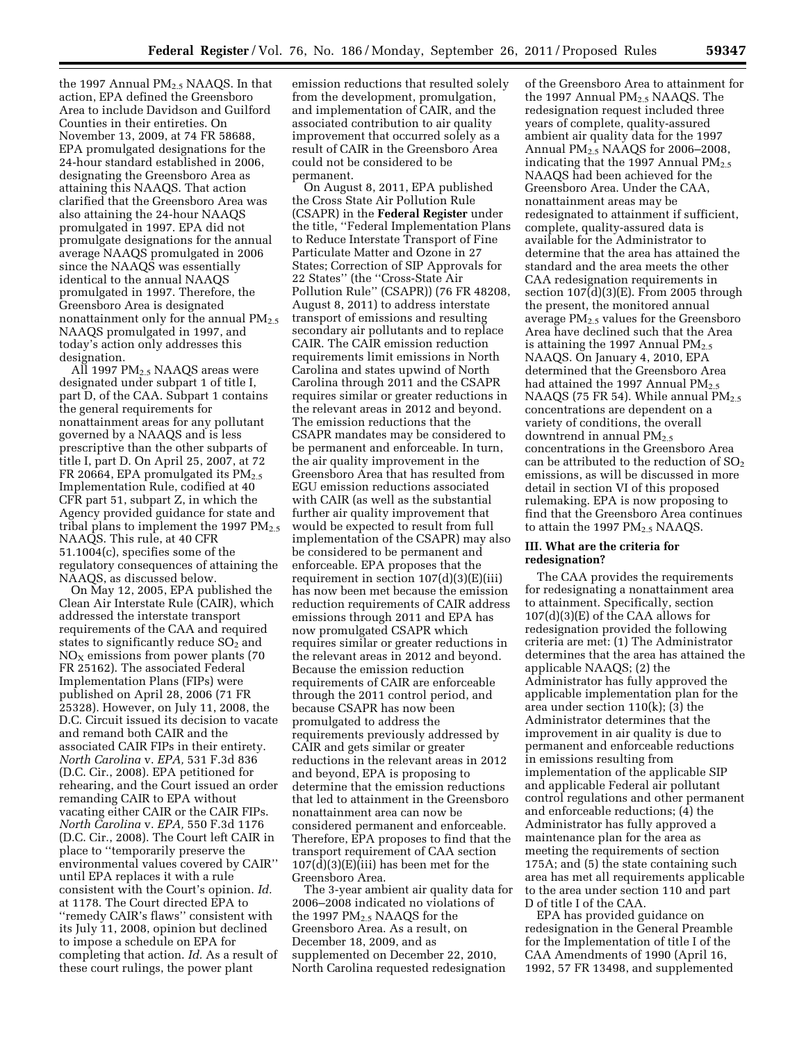the 1997 Annual $PM_{2.5}$ NAAQS. In that action, EPA defined the Greensboro Area to include Davidson and Guilford Counties in their entireties. On November 13, 2009, at 74 FR 58688, EPA promulgated designations for the 24-hour standard established in 2006, designating the Greensboro Area as attaining this NAAQS. That action clarified that the Greensboro Area was also attaining the 24-hour NAAQS promulgated in 1997. EPA did not promulgate designations for the annual average NAAQS promulgated in 2006 since the NAAQS was essentially identical to the annual NAAQS promulgated in 1997. Therefore, the Greensboro Area is designated nonattainment only for the annual $PM_{2.5}$ NAAQS promulgated in 1997, and today's action only addresses this designation.

All 1997 $PM_{2.5}$ NAAQS areas were designated under subpart 1 of title I, part D, of the CAA. Subpart 1 contains the general requirements for nonattainment areas for any pollutant governed by a NAAQS and is less prescriptive than the other subparts of title I, part D. On April 25, 2007, at 72 FR 20664, EPA promulgated its $PM_{2.5}$ Implementation Rule, codified at 40 CFR part 51, subpart Z, in which the Agency provided guidance for state and tribal plans to implement the 1997 $PM_{2.5}$ NAAQS. This rule, at 40 CFR 51.1004(c), specifies some of the regulatory consequences of attaining the NAAQS, as discussed below.

On May 12, 2005, EPA published the Clean Air Interstate Rule (CAIR), which addressed the interstate transport requirements of the CAA and required states to significantly reduce $SO_2$ and $NO_X$ emissions from power plants (70 FR 25162). The associated Federal Implementation Plans (FIPs) were published on April 28, 2006 (71 FR 25328). However, on July 11, 2008, the D.C. Circuit issued its decision to vacate and remand both CAIR and the associated CAIR FIPs in their entirety. *North Carolina* v. *EPA,* 531 F.3d 836 (D.C. Cir., 2008). EPA petitioned for rehearing, and the Court issued an order remanding CAIR to EPA without vacating either CAIR or the CAIR FIPs. *North Carolina* v. *EPA,* 550 F.3d 1176 (D.C. Cir., 2008). The Court left CAIR in place to "temporarily preserve the environmental values covered by CAIR" until EPA replaces it with a rule consistent with the Court's opinion. *Id.* at 1178. The Court directed EPA to "remedy CAIR's flaws" consistent with its July 11, 2008, opinion but declined to impose a schedule on EPA for completing that action. *Id.* As a result of these court rulings, the power plant emission reductions that resulted solely from the development, promulgation, and implementation of CAIR, and the associated contribution to air quality improvement that occurred solely as a result of CAIR in the Greensboro Area could not be considered to be permanent.

On August 8, 2011, EPA published the Cross State Air Pollution Rule (CSAPR) in the **Federal Register** under the title, "Federal Implementation Plans to Reduce Interstate Transport of Fine Particulate Matter and Ozone in 27 States; Correction of SIP Approvals for 22 States" (the "Cross-State Air Pollution Rule" (CSAPR)) (76 FR 48208, August 8, 2011) to address interstate transport of emissions and resulting secondary air pollutants and to replace CAIR. The CAIR emission reduction requirements limit emissions in North Carolina and states upwind of North Carolina through 2011 and the CSAPR requires similar or greater reductions in the relevant areas in 2012 and beyond. The emission reductions that the CSAPR mandates may be considered to be permanent and enforceable. In turn, the air quality improvement in the Greensboro Area that has resulted from EGU emission reductions associated with CAIR (as well as the substantial further air quality improvement that would be expected to result from full implementation of the CSAPR) may also be considered to be permanent and enforceable. EPA proposes that the requirement in section 107(d)(3)(E)(iii) has now been met because the emission reduction requirements of CAIR address emissions through 2011 and EPA has now promulgated CSAPR which requires similar or greater reductions in the relevant areas in 2012 and beyond. Because the emission reduction requirements of CAIR are enforceable through the 2011 control period, and because CSAPR has now been promulgated to address the requirements previously addressed by CAIR and gets similar or greater reductions in the relevant areas in 2012 and beyond, EPA is proposing to determine that the emission reductions that led to attainment in the Greensboro nonattainment area can now be considered permanent and enforceable. Therefore, EPA proposes to find that the transport requirement of CAA section 107(d)(3)(E)(iii) has been met for the Greensboro Area.

The 3-year ambient air quality data for 2006–2008 indicated no violations of the 1997 $PM_{2.5}$ NAAQS for the Greensboro Area. As a result, on December 18, 2009, and as supplemented on December 22, 2010, North Carolina requested redesignation of the Greensboro Area to attainment for the 1997 Annual $PM_{2.5}$ NAAQS. The redesignation request included three years of complete, quality-assured ambient air quality data for the 1997 Annual $PM_{2.5}$ NAAQS for 2006–2008, indicating that the 1997 Annual $PM_{2.5}$ NAAQS had been achieved for the Greensboro Area. Under the CAA, nonattainment areas may be redesignated to attainment if sufficient, complete, quality-assured data is available for the Administrator to determine that the area has attained the standard and the area meets the other CAA redesignation requirements in section 107(d)(3)(E). From 2005 through the present, the monitored annual average $PM_{2.5}$ values for the Greensboro Area have declined such that the Area is attaining the 1997 Annual $PM_{2.5}$ NAAQS. On January 4, 2010, EPA determined that the Greensboro Area had attained the 1997 Annual $PM_{2.5}$ NAAQS (75 FR 54). While annual $PM_{2.5}$ concentrations are dependent on a variety of conditions, the overall downtrend in annual $PM_{2.5}$ concentrations in the Greensboro Area can be attributed to the reduction of $SO_2$ emissions, as will be discussed in more detail in section VI of this proposed rulemaking. EPA is now proposing to find that the Greensboro Area continues to attain the 1997 $PM_{2.5}$ NAAQS.

### III. What are the criteria for redesignation?

The CAA provides the requirements for redesignating a nonattainment area to attainment. Specifically, section 107(d)(3)(E) of the CAA allows for redesignation provided the following criteria are met: (1) The Administrator determines that the area has attained the applicable NAAQS; (2) the Administrator has fully approved the applicable implementation plan for the area under section 110(k); (3) the Administrator determines that the improvement in air quality is due to permanent and enforceable reductions in emissions resulting from implementation of the applicable SIP and applicable Federal air pollutant control regulations and other permanent and enforceable reductions; (4) the Administrator has fully approved a maintenance plan for the area as meeting the requirements of section 175A; and (5) the state containing such area has met all requirements applicable to the area under section 110 and part D of title I of the CAA.

EPA has provided guidance on redesignation in the General Preamble for the Implementation of title I of the CAA Amendments of 1990 (April 16, 1992, 57 FR 13498, and supplemented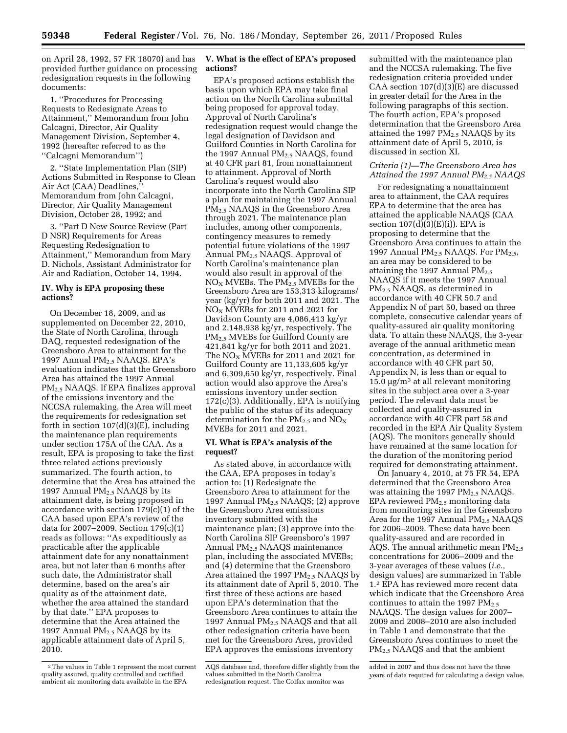on April 28, 1992, 57 FR 18070) and has provided further guidance on processing redesignation requests in the following documents:

1. "Procedures for Processing Requests to Redesignate Areas to Attainment," Memorandum from John Calcagni, Director, Air Quality Management Division, September 4, 1992 (hereafter referred to as the "Calcagni Memorandum")

2. "State Implementation Plan (SIP) Actions Submitted in Response to Clean Air Act (CAA) Deadlines," Memorandum from John Calcagni, Director, Air Quality Management Division, October 28, 1992; and

3. "Part D New Source Review (Part D NSR) Requirements for Areas Requesting Redesignation to Attainment," Memorandum from Mary D. Nichols, Assistant Administrator for Air and Radiation, October 14, 1994.

## IV. Why is EPA proposing these actions?

On December 18, 2009, and as supplemented on December 22, 2010, the State of North Carolina, through DAQ, requested redesignation of the Greensboro Area to attainment for the 1997 Annual $PM_{2.5}$ NAAQS. EPA's evaluation indicates that the Greensboro Area has attained the 1997 Annual $PM_{2.5}$ NAAQS. If EPA finalizes approval of the emissions inventory and the NCCSA rulemaking, the Area will meet the requirements for redesignation set forth in section 107(d)(3)(E), including the maintenance plan requirements under section 175A of the CAA. As a result, EPA is proposing to take the first three related actions previously summarized. The fourth action, to determine that the Area has attained the 1997 Annual $PM_{2.5}$ NAAQS by its attainment date, is being proposed in accordance with section 179(c)(1) of the CAA based upon EPA's review of the data for 2007–2009. Section 179(c)(1) reads as follows: "As expeditiously as practicable after the applicable attainment date for any nonattainment area, but not later than 6 months after such date, the Administrator shall determine, based on the area's air quality as of the attainment date, whether the area attained the standard by that date." EPA proposes to determine that the Area attained the 1997 Annual $PM_{2.5}$ NAAQS by its applicable attainment date of April 5, 2010.

## V. What is the effect of EPA's proposed actions?

EPA's proposed actions establish the basis upon which EPA may take final action on the North Carolina submittal being proposed for approval today. Approval of North Carolina's redesignation request would change the legal designation of Davidson and Guilford Counties in North Carolina for the 1997 Annual $PM_{2.5}$ NAAQS, found at 40 CFR part 81, from nonattainment to attainment. Approval of North Carolina's request would also incorporate into the North Carolina SIP a plan for maintaining the 1997 Annual $PM_{2.5}$ NAAQS in the Greensboro Area through 2021. The maintenance plan includes, among other components, contingency measures to remedy potential future violations of the 1997 Annual $PM_{2.5}$ NAAQS. Approval of North Carolina's maintenance plan would also result in approval of the $NO_X$ MVEBs. The $PM_{2.5}$ MVEBs for the Greensboro Area are 153,313 kilograms/year (kg/yr) for both 2011 and 2021. The $NO_X$ MVEBs for 2011 and 2021 for Davidson County are 4,086,413 kg/yr and 2,148,938 kg/yr, respectively. The $PM_{2.5}$ MVEBs for Guilford County are 421,841 kg/yr for both 2011 and 2021. The $NO_X$ MVEBs for 2011 and 2021 for Guilford County are 11,133,605 kg/yr and 6,309,650 kg/yr, respectively. Final action would also approve the Area's emissions inventory under section 172(c)(3). Additionally, EPA is notifying the public of the status of its adequacy determination for the $PM_{2.5}$ and $NO_X$ MVEBs for 2011 and 2021.

## VI. What is EPA's analysis of the request?

As stated above, in accordance with the CAA, EPA proposes in today's action to: (1) Redesignate the Greensboro Area to attainment for the 1997 Annual $PM_{2.5}$ NAAQS; (2) approve the Greensboro Area emissions inventory submitted with the maintenance plan; (3) approve into the North Carolina SIP Greensboro's 1997 Annual $PM_{2.5}$ NAAQS maintenance plan, including the associated MVEBs; and (4) determine that the Greensboro Area attained the 1997 $PM_{2.5}$ NAAQS by its attainment date of April 5, 2010. The first three of these actions are based upon EPA's determination that the Greensboro Area continues to attain the 1997 Annual $PM_{2.5}$ NAAQS and that all other redesignation criteria have been met for the Greensboro Area, provided EPA approves the emissions inventory submitted with the maintenance plan and the NCCSA rulemaking. The five redesignation criteria provided under CAA section 107(d)(3)(E) are discussed in greater detail for the Area in the following paragraphs of this section. The fourth action, EPA's proposed determination that the Greensboro Area attained the 1997 $PM_{2.5}$ NAAQS by its attainment date of April 5, 2010, is discussed in section XI.

### *Criteria (1)—The Greensboro Area has Attained the 1997 Annual $PM_{2.5}$ NAAQS*

For redesignating a nonattainment area to attainment, the CAA requires EPA to determine that the area has attained the applicable NAAQS (CAA section 107(d)(3)(E)(i)). EPA is proposing to determine that the Greensboro Area continues to attain the 1997 Annual $PM_{2.5}$ NAAQS. For $PM_{2.5}$, an area may be considered to be attaining the 1997 Annual $PM_{2.5}$ NAAQS if it meets the 1997 Annual $PM_{2.5}$ NAAQS, as determined in accordance with 40 CFR 50.7 and Appendix N of part 50, based on three complete, consecutive calendar years of quality-assured air quality monitoring data. To attain these NAAQS, the 3-year average of the annual arithmetic mean concentration, as determined in accordance with 40 CFR part 50, Appendix N, is less than or equal to 15.0 $\mu g/m^3$ at all relevant monitoring sites in the subject area over a 3-year period. The relevant data must be collected and quality-assured in accordance with 40 CFR part 58 and recorded in the EPA Air Quality System (AQS). The monitors generally should have remained at the same location for the duration of the monitoring period required for demonstrating attainment.

On January 4, 2010, at 75 FR 54, EPA determined that the Greensboro Area was attaining the 1997 $PM_{2.5}$ NAAQS. EPA reviewed $PM_{2.5}$ monitoring data from monitoring sites in the Greensboro Area for the 1997 Annual $PM_{2.5}$ NAAQS for 2006–2009. These data have been quality-assured and are recorded in AQS. The annual arithmetic mean $PM_{2.5}$ concentrations for 2006–2009 and the 3-year averages of these values (*i.e.,* design values) are summarized in Table 1.[2] EPA has reviewed more recent data which indicate that the Greensboro Area continues to attain the 1997 $PM_{2.5}$ NAAQS. The design values for 2007–2009 and 2008–2010 are also included in Table 1 and demonstrate that the Greensboro Area continues to meet the $PM_{2.5}$ NAAQS and that the ambient

---

[2] The values in Table 1 represent the most current quality assured, quality controlled and certified ambient air monitoring data available in the EPA AQS database and, therefore differ slightly from the values submitted in the North Carolina redesignation request. The Colfax monitor was added in 2007 and thus does not have the three years of data required for calculating a design value.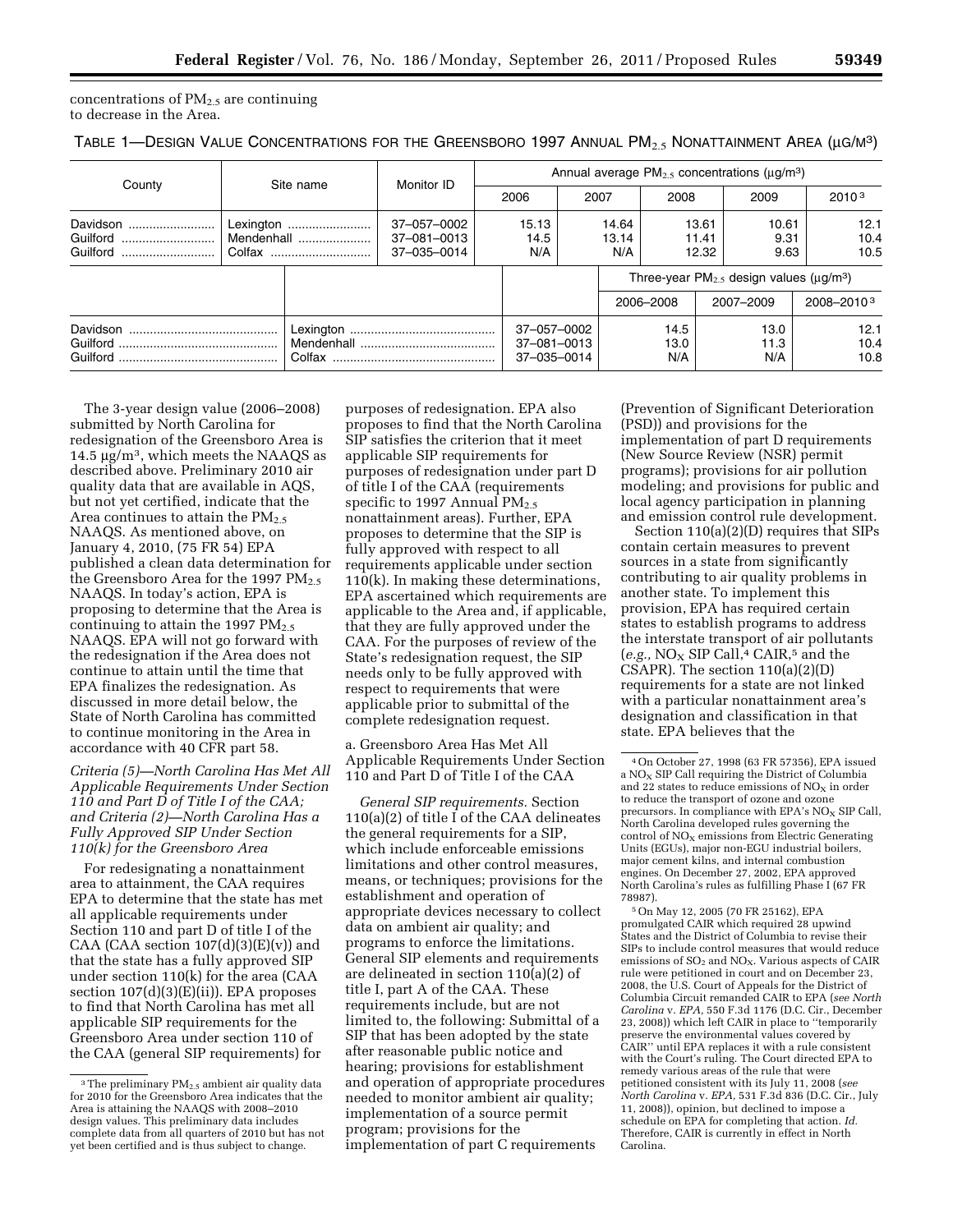concentrations of $PM_{2.5}$ are continuing to decrease in the Area.

TABLE 1—DESIGN VALUE CONCENTRATIONS FOR THE GREENSBORO 1997 ANNUAL $PM_{2.5}$ NONATTAINMENT AREA (μG/M³)

| County | Site name | Monitor ID | Annual average $PM_{2.5}$ concentrations (μg/m³) | | | | |
|---|---|---|---|---|---|---|---|
| | | | 2006 | 2007 | 2008 | 2009 | 2010[3] |
| Davidson | Lexington | 37–057–0002 | 15.13 | 14.64 | 13.61 | 10.61 | 12.1 |
| Guilford | Mendenhall | 37–081–0013 | 14.5 | 13.14 | 11.41 | 9.31 | 10.4 |
| Guilford | Colfax | 37–035–0014 | N/A | N/A | 12.32 | 9.63 | 10.5 |

| County | Site name | Monitor ID | Three-year $PM_{2.5}$ design values (μg/m³) | | |
|---|---|---|---|---|---|
| | | | 2006–2008 | 2007–2009 | 2008–2010[3] |
| Davidson | Lexington | 37–057–0002 | 14.5 | 13.0 | 12.1 |
| Guilford | Mendenhall | 37–081–0013 | 13.0 | 11.3 | 10.4 |
| Guilford | Colfax | 37–035–0014 | N/A | N/A | 10.8 |

The 3-year design value (2006–2008) submitted by North Carolina for redesignation of the Greensboro Area is 14.5 μg/m³, which meets the NAAQS as described above. Preliminary 2010 air quality data that are available in AQS, but not yet certified, indicate that the Area continues to attain the $PM_{2.5}$ NAAQS. As mentioned above, on January 4, 2010, (75 FR 54) EPA published a clean data determination for the Greensboro Area for the 1997 $PM_{2.5}$ NAAQS. In today's action, EPA is proposing to determine that the Area is continuing to attain the 1997 $PM_{2.5}$ NAAQS. EPA will not go forward with the redesignation if the Area does not continue to attain until the time that EPA finalizes the redesignation. As discussed in more detail below, the State of North Carolina has committed to continue monitoring in the Area in accordance with 40 CFR part 58.

*Criteria (5)—North Carolina Has Met All Applicable Requirements Under Section 110 and Part D of Title I of the CAA; and Criteria (2)—North Carolina Has a Fully Approved SIP Under Section 110(k) for the Greensboro Area*

For redesignating a nonattainment area to attainment, the CAA requires EPA to determine that the state has met all applicable requirements under Section 110 and part D of title I of the CAA (CAA section 107(d)(3)(E)(v)) and that the state has a fully approved SIP under section 110(k) for the area (CAA section 107(d)(3)(E)(ii)). EPA proposes to find that North Carolina has met all applicable SIP requirements for the Greensboro Area under section 110 of the CAA (general SIP requirements) for purposes of redesignation. EPA also proposes to find that the North Carolina SIP satisfies the criterion that it meet applicable SIP requirements for purposes of redesignation under part D of title I of the CAA (requirements specific to 1997 Annual $PM_{2.5}$ nonattainment areas). Further, EPA proposes to determine that the SIP is fully approved with respect to all requirements applicable under section 110(k). In making these determinations, EPA ascertained which requirements are applicable to the Area and, if applicable, that they are fully approved under the CAA. For the purposes of review of the State's redesignation request, the SIP needs only to be fully approved with respect to requirements that were applicable prior to submittal of the complete redesignation request.

a. Greensboro Area Has Met All Applicable Requirements Under Section 110 and Part D of Title I of the CAA

*General SIP requirements.* Section 110(a)(2) of title I of the CAA delineates the general requirements for a SIP, which include enforceable emissions limitations and other control measures, means, or techniques; provisions for the establishment and operation of appropriate devices necessary to collect data on ambient air quality; and programs to enforce the limitations. General SIP elements and requirements are delineated in section 110(a)(2) of title I, part A of the CAA. These requirements include, but are not limited to, the following: Submittal of a SIP that has been adopted by the state after reasonable public notice and hearing; provisions for establishment and operation of appropriate procedures needed to monitor ambient air quality; implementation of a source permit program; provisions for the implementation of part C requirements (Prevention of Significant Deterioration (PSD)) and provisions for the implementation of part D requirements (New Source Review (NSR) permit programs); provisions for air pollution modeling; and provisions for public and local agency participation in planning and emission control rule development.

Section 110(a)(2)(D) requires that SIPs contain certain measures to prevent sources in a state from significantly contributing to air quality problems in another state. To implement this provision, EPA has required certain states to establish programs to address the interstate transport of air pollutants (*e.g.,* $NO_X$ SIP Call,[4] CAIR,[5] and the CSAPR). The section 110(a)(2)(D) requirements for a state are not linked with a particular nonattainment area's designation and classification in that state. EPA believes that the

[3] The preliminary $PM_{2.5}$ ambient air quality data for 2010 for the Greensboro Area indicates that the Area is attaining the NAAQS with 2008–2010 design values. This preliminary data includes complete data from all quarters of 2010 but has not yet been certified and is thus subject to change.

[4] On October 27, 1998 (63 FR 57356), EPA issued a $NO_X$ SIP Call requiring the District of Columbia and 22 states to reduce emissions of $NO_X$ in order to reduce the transport of ozone and ozone precursors. In compliance with EPA's $NO_X$ SIP Call, North Carolina developed rules governing the control of $NO_X$ emissions from Electric Generating Units (EGUs), major non-EGU industrial boilers, major cement kilns, and internal combustion engines. On December 27, 2002, EPA approved North Carolina's rules as fulfilling Phase I (67 FR 78987).

[5] On May 12, 2005 (70 FR 25162), EPA promulgated CAIR which required 28 upwind States and the District of Columbia to revise their SIPs to include control measures that would reduce emissions of $SO_2$ and $NO_X$. Various aspects of CAIR rule were petitioned in court and on December 23, 2008, the U.S. Court of Appeals for the District of Columbia Circuit remanded CAIR to EPA (*see North Carolina* v. *EPA,* 550 F.3d 1176 (D.C. Cir., December 23, 2008)) which left CAIR in place to "temporarily preserve the environmental values covered by CAIR" until EPA replaces it with a rule consistent with the Court's ruling. The Court directed EPA to remedy various areas of the rule that were petitioned consistent with its July 11, 2008 (*see North Carolina* v. *EPA,* 531 F.3d 836 (D.C. Cir., July 11, 2008)), opinion, but declined to impose a schedule on EPA for completing that action. *Id.* Therefore, CAIR is currently in effect in North Carolina.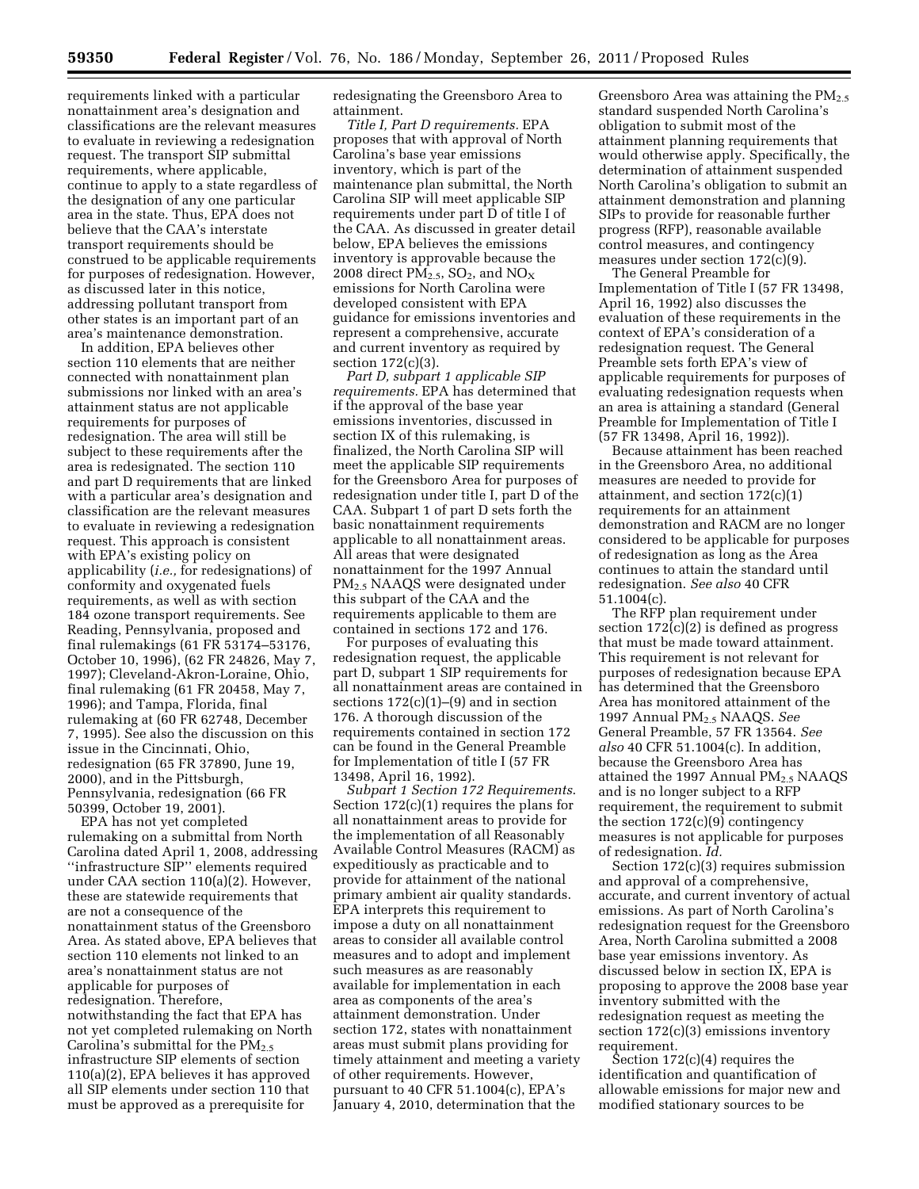requirements linked with a particular nonattainment area's designation and classifications are the relevant measures to evaluate in reviewing a redesignation request. The transport SIP submittal requirements, where applicable, continue to apply to a state regardless of the designation of any one particular area in the state. Thus, EPA does not believe that the CAA's interstate transport requirements should be construed to be applicable requirements for purposes of redesignation. However, as discussed later in this notice, addressing pollutant transport from other states is an important part of an area's maintenance demonstration.

In addition, EPA believes other section 110 elements that are neither connected with nonattainment plan submissions nor linked with an area's attainment status are not applicable requirements for purposes of redesignation. The area will still be subject to these requirements after the area is redesignated. The section 110 and part D requirements that are linked with a particular area's designation and classification are the relevant measures to evaluate in reviewing a redesignation request. This approach is consistent with EPA's existing policy on applicability (*i.e.,* for redesignations) of conformity and oxygenated fuels requirements, as well as with section 184 ozone transport requirements. See Reading, Pennsylvania, proposed and final rulemakings (61 FR 53174–53176, October 10, 1996), (62 FR 24826, May 7, 1997); Cleveland-Akron-Loraine, Ohio, final rulemaking (61 FR 20458, May 7, 1996); and Tampa, Florida, final rulemaking at (60 FR 62748, December 7, 1995). See also the discussion on this issue in the Cincinnati, Ohio, redesignation (65 FR 37890, June 19, 2000), and in the Pittsburgh, Pennsylvania, redesignation (66 FR 50399, October 19, 2001).

EPA has not yet completed rulemaking on a submittal from North Carolina dated April 1, 2008, addressing ''infrastructure SIP'' elements required under CAA section 110(a)(2). However, these are statewide requirements that are not a consequence of the nonattainment status of the Greensboro Area. As stated above, EPA believes that section 110 elements not linked to an area's nonattainment status are not applicable for purposes of redesignation. Therefore, notwithstanding the fact that EPA has not yet completed rulemaking on North Carolina's submittal for the $PM_{2.5}$ infrastructure SIP elements of section 110(a)(2), EPA believes it has approved all SIP elements under section 110 that must be approved as a prerequisite for redesignating the Greensboro Area to attainment.

*Title I, Part D requirements.* EPA proposes that with approval of North Carolina's base year emissions inventory, which is part of the maintenance plan submittal, the North Carolina SIP will meet applicable SIP requirements under part D of title I of the CAA. As discussed in greater detail below, EPA believes the emissions inventory is approvable because the 2008 direct $PM_{2.5}$, $SO_2$, and $NO_X$ emissions for North Carolina were developed consistent with EPA guidance for emissions inventories and represent a comprehensive, accurate and current inventory as required by section 172(c)(3).

*Part D, subpart 1 applicable SIP requirements.* EPA has determined that if the approval of the base year emissions inventories, discussed in section IX of this rulemaking, is finalized, the North Carolina SIP will meet the applicable SIP requirements for the Greensboro Area for purposes of redesignation under title I, part D of the CAA. Subpart 1 of part D sets forth the basic nonattainment requirements applicable to all nonattainment areas. All areas that were designated nonattainment for the 1997 Annual $PM_{2.5}$ NAAQS were designated under this subpart of the CAA and the requirements applicable to them are contained in sections 172 and 176.

For purposes of evaluating this redesignation request, the applicable part D, subpart 1 SIP requirements for all nonattainment areas are contained in sections 172(c)(1)–(9) and in section 176. A thorough discussion of the requirements contained in section 172 can be found in the General Preamble for Implementation of title I (57 FR 13498, April 16, 1992).

*Subpart 1 Section 172 Requirements.* Section 172(c)(1) requires the plans for all nonattainment areas to provide for the implementation of all Reasonably Available Control Measures (RACM) as expeditiously as practicable and to provide for attainment of the national primary ambient air quality standards. EPA interprets this requirement to impose a duty on all nonattainment areas to consider all available control measures and to adopt and implement such measures as are reasonably available for implementation in each area as components of the area's attainment demonstration. Under section 172, states with nonattainment areas must submit plans providing for timely attainment and meeting a variety of other requirements. However, pursuant to 40 CFR 51.1004(c), EPA's January 4, 2010, determination that the Greensboro Area was attaining the $PM_{2.5}$ standard suspended North Carolina's obligation to submit most of the attainment planning requirements that would otherwise apply. Specifically, the determination of attainment suspended North Carolina's obligation to submit an attainment demonstration and planning SIPs to provide for reasonable further progress (RFP), reasonable available control measures, and contingency measures under section 172(c)(9).

The General Preamble for Implementation of Title I (57 FR 13498, April 16, 1992) also discusses the evaluation of these requirements in the context of EPA's consideration of a redesignation request. The General Preamble sets forth EPA's view of applicable requirements for purposes of evaluating redesignation requests when an area is attaining a standard (General Preamble for Implementation of Title I (57 FR 13498, April 16, 1992)).

Because attainment has been reached in the Greensboro Area, no additional measures are needed to provide for attainment, and section 172(c)(1) requirements for an attainment demonstration and RACM are no longer considered to be applicable for purposes of redesignation as long as the Area continues to attain the standard until redesignation. *See also* 40 CFR 51.1004(c).

The RFP plan requirement under section 172(c)(2) is defined as progress that must be made toward attainment. This requirement is not relevant for purposes of redesignation because EPA has determined that the Greensboro Area has monitored attainment of the 1997 Annual $PM_{2.5}$ NAAQS. *See* General Preamble, 57 FR 13564. *See also* 40 CFR 51.1004(c). In addition, because the Greensboro Area has attained the 1997 Annual $PM_{2.5}$ NAAQS and is no longer subject to a RFP requirement, the requirement to submit the section 172(c)(9) contingency measures is not applicable for purposes of redesignation. *Id.*

Section 172(c)(3) requires submission and approval of a comprehensive, accurate, and current inventory of actual emissions. As part of North Carolina's redesignation request for the Greensboro Area, North Carolina submitted a 2008 base year emissions inventory. As discussed below in section IX, EPA is proposing to approve the 2008 base year inventory submitted with the redesignation request as meeting the section 172(c)(3) emissions inventory requirement.

Section 172(c)(4) requires the identification and quantification of allowable emissions for major new and modified stationary sources to be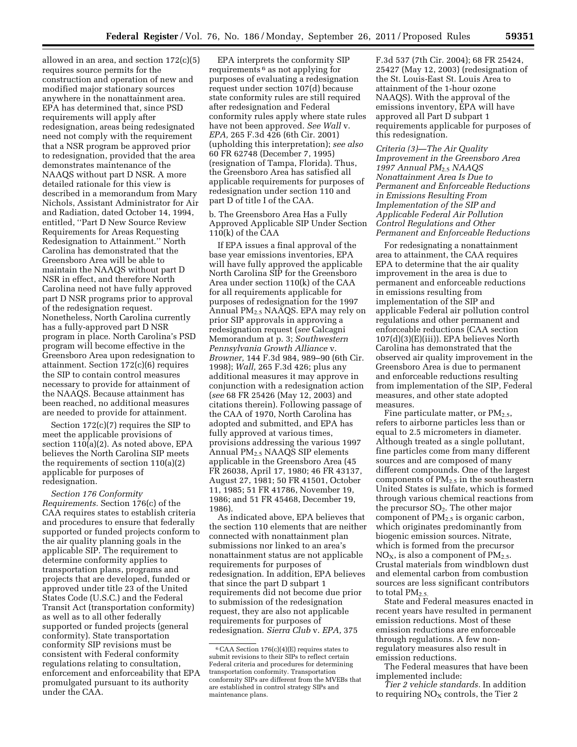allowed in an area, and section 172(c)(5) requires source permits for the construction and operation of new and modified major stationary sources anywhere in the nonattainment area. EPA has determined that, since PSD requirements will apply after redesignation, areas being redesignated need not comply with the requirement that a NSR program be approved prior to redesignation, provided that the area demonstrates maintenance of the NAAQS without part D NSR. A more detailed rationale for this view is described in a memorandum from Mary Nichols, Assistant Administrator for Air and Radiation, dated October 14, 1994, entitled, ''Part D New Source Review Requirements for Areas Requesting Redesignation to Attainment.'' North Carolina has demonstrated that the Greensboro Area will be able to maintain the NAAQS without part D NSR in effect, and therefore North Carolina need not have fully approved part D NSR programs prior to approval of the redesignation request. Nonetheless, North Carolina currently has a fully-approved part D NSR program in place. North Carolina's PSD program will become effective in the Greensboro Area upon redesignation to attainment. Section 172(c)(6) requires the SIP to contain control measures necessary to provide for attainment of the NAAQS. Because attainment has been reached, no additional measures are needed to provide for attainment.

Section 172(c)(7) requires the SIP to meet the applicable provisions of section 110(a)(2). As noted above, EPA believes the North Carolina SIP meets the requirements of section 110(a)(2) applicable for purposes of redesignation.

*Section 176 Conformity Requirements.* Section 176(c) of the CAA requires states to establish criteria and procedures to ensure that federally supported or funded projects conform to the air quality planning goals in the applicable SIP. The requirement to determine conformity applies to transportation plans, programs and projects that are developed, funded or approved under title 23 of the United States Code (U.S.C.) and the Federal Transit Act (transportation conformity) as well as to all other federally supported or funded projects (general conformity). State transportation conformity SIP revisions must be consistent with Federal conformity regulations relating to consultation, enforcement and enforceability that EPA promulgated pursuant to its authority under the CAA.

EPA interprets the conformity SIP requirements [6] as not applying for purposes of evaluating a redesignation request under section 107(d) because state conformity rules are still required after redesignation and Federal conformity rules apply where state rules have not been approved. *See Wall* v. *EPA,* 265 F.3d 426 (6th Cir. 2001) (upholding this interpretation); *see also* 60 FR 62748 (December 7, 1995) (resignation of Tampa, Florida). Thus, the Greensboro Area has satisfied all applicable requirements for purposes of redesignation under section 110 and part D of title I of the CAA.

b. The Greensboro Area Has a Fully Approved Applicable SIP Under Section 110(k) of the CAA

If EPA issues a final approval of the base year emissions inventories, EPA will have fully approved the applicable North Carolina SIP for the Greensboro Area under section 110(k) of the CAA for all requirements applicable for purposes of redesignation for the 1997 Annual $PM_{2.5}$ NAAQS. EPA may rely on prior SIP approvals in approving a redesignation request (*see* Calcagni Memorandum at p. 3; *Southwestern Pennsylvania Growth Alliance* v. *Browner,* 144 F.3d 984, 989–90 (6th Cir. 1998); *Wall,* 265 F.3d 426; plus any additional measures it may approve in conjunction with a redesignation action (*see* 68 FR 25426 (May 12, 2003) and citations therein). Following passage of the CAA of 1970, North Carolina has adopted and submitted, and EPA has fully approved at various times, provisions addressing the various 1997 Annual $PM_{2.5}$ NAAQS SIP elements applicable in the Greensboro Area (45 FR 26038, April 17, 1980; 46 FR 43137, August 27, 1981; 50 FR 41501, October 11, 1985; 51 FR 41786, November 19, 1986; and 51 FR 45468, December 19, 1986).

As indicated above, EPA believes that the section 110 elements that are neither connected with nonattainment plan submissions nor linked to an area's nonattainment status are not applicable requirements for purposes of redesignation. In addition, EPA believes that since the part D subpart 1 requirements did not become due prior to submission of the redesignation request, they are also not applicable requirements for purposes of redesignation. *Sierra Club* v. *EPA,* 375 F.3d 537 (7th Cir. 2004); 68 FR 25424, 25427 (May 12, 2003) (redesignation of the St. Louis-East St. Louis Area to attainment of the 1-hour ozone NAAQS). With the approval of the emissions inventory, EPA will have approved all Part D subpart 1 requirements applicable for purposes of this redesignation.

[6] CAA Section 176(c)(4)(E) requires states to submit revisions to their SIPs to reflect certain Federal criteria and procedures for determining transportation conformity. Transportation conformity SIPs are different from the MVEBs that are established in control strategy SIPs and maintenance plans.

*Criteria (3)—The Air Quality Improvement in the Greensboro Area 1997 Annual $PM_{2.5}$ NAAQS Nonattainment Area Is Due to Permanent and Enforceable Reductions in Emissions Resulting From Implementation of the SIP and Applicable Federal Air Pollution Control Regulations and Other Permanent and Enforceable Reductions*

For redesignating a nonattainment area to attainment, the CAA requires EPA to determine that the air quality improvement in the area is due to permanent and enforceable reductions in emissions resulting from implementation of the SIP and applicable Federal air pollution control regulations and other permanent and enforceable reductions (CAA section 107(d)(3)(E)(iii)). EPA believes North Carolina has demonstrated that the observed air quality improvement in the Greensboro Area is due to permanent and enforceable reductions resulting from implementation of the SIP, Federal measures, and other state adopted measures.

Fine particulate matter, or $PM_{2.5}$, refers to airborne particles less than or equal to 2.5 micrometers in diameter. Although treated as a single pollutant, fine particles come from many different sources and are composed of many different compounds. One of the largest components of $PM_{2.5}$ in the southeastern United States is sulfate, which is formed through various chemical reactions from the precursor $SO_2$. The other major component of $PM_{2.5}$ is organic carbon, which originates predominantly from biogenic emission sources. Nitrate, which is formed from the precursor $NO_X$, is also a component of $PM_{2.5}$. Crustal materials from windblown dust and elemental carbon from combustion sources are less significant contributors to total $PM_{2.5}$.

State and Federal measures enacted in recent years have resulted in permanent emission reductions. Most of these emission reductions are enforceable through regulations. A few non-regulatory measures also result in emission reductions.

The Federal measures that have been implemented include:

*Tier 2 vehicle standards.* In addition to requiring $NO_X$ controls, the Tier 2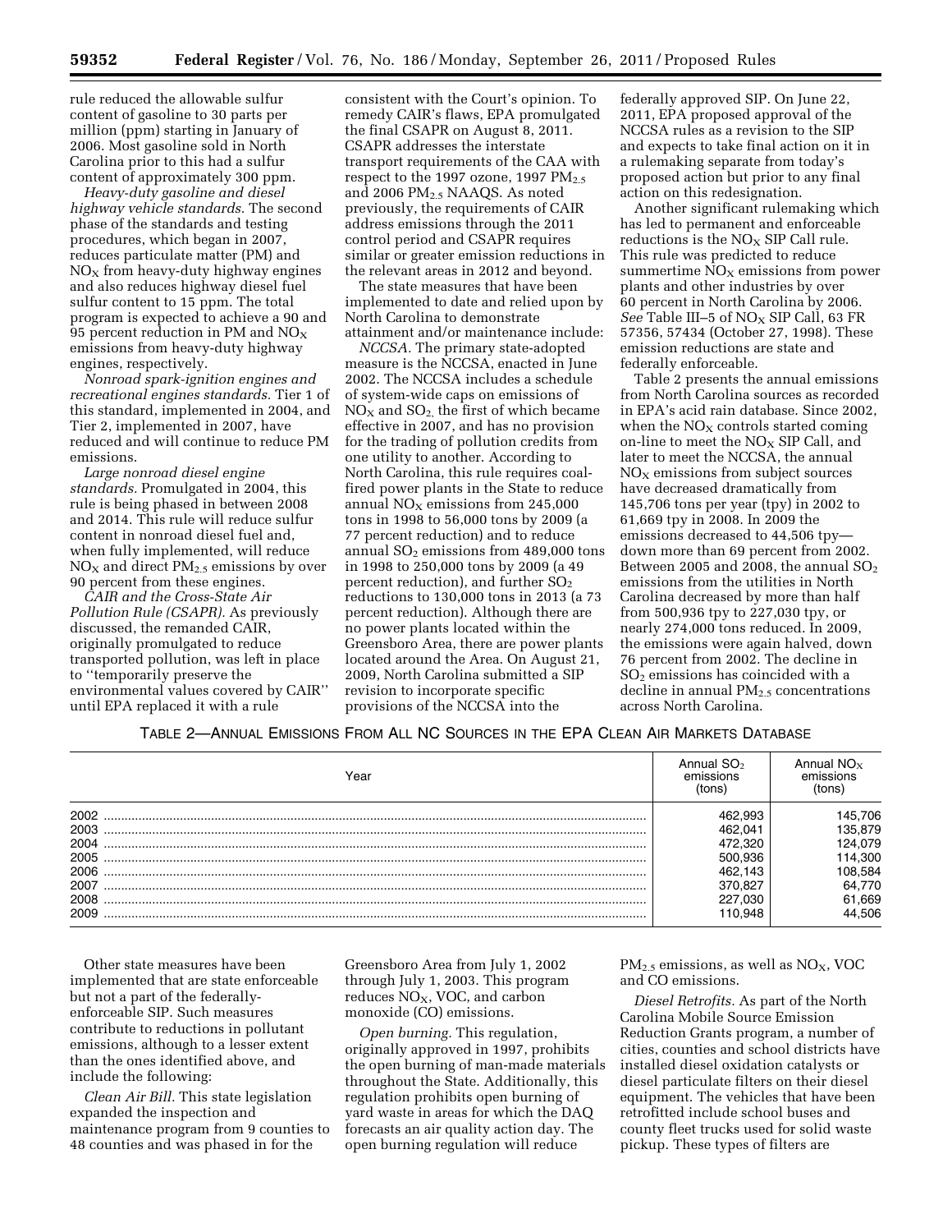rule reduced the allowable sulfur content of gasoline to 30 parts per million (ppm) starting in January of 2006. Most gasoline sold in North Carolina prior to this had a sulfur content of approximately 300 ppm.

*Heavy-duty gasoline and diesel highway vehicle standards.* The second phase of the standards and testing procedures, which began in 2007, reduces particulate matter (PM) and $NO_X$ from heavy-duty highway engines and also reduces highway diesel fuel sulfur content to 15 ppm. The total program is expected to achieve a 90 and 95 percent reduction in PM and $NO_X$ emissions from heavy-duty highway engines, respectively.

*Nonroad spark-ignition engines and recreational engines standards.* Tier 1 of this standard, implemented in 2004, and Tier 2, implemented in 2007, have reduced and will continue to reduce PM emissions.

*Large nonroad diesel engine standards.* Promulgated in 2004, this rule is being phased in between 2008 and 2014. This rule will reduce sulfur content in nonroad diesel fuel and, when fully implemented, will reduce $NO_X$ and direct $PM_{2.5}$ emissions by over 90 percent from these engines.

*CAIR and the Cross-State Air Pollution Rule (CSAPR).* As previously discussed, the remanded CAIR, originally promulgated to reduce transported pollution, was left in place to ''temporarily preserve the environmental values covered by CAIR'' until EPA replaced it with a rule consistent with the Court's opinion. To remedy CAIR's flaws, EPA promulgated the final CSAPR on August 8, 2011. CSAPR addresses the interstate transport requirements of the CAA with respect to the 1997 ozone, 1997 $PM_{2.5}$ and 2006 $PM_{2.5}$ NAAQS. As noted previously, the requirements of CAIR address emissions through the 2011 control period and CSAPR requires similar or greater emission reductions in the relevant areas in 2012 and beyond.

The state measures that have been implemented to date and relied upon by North Carolina to demonstrate attainment and/or maintenance include:

*NCCSA.* The primary state-adopted measure is the NCCSA, enacted in June 2002. The NCCSA includes a schedule of system-wide caps on emissions of $NO_X$ and $SO_2$, the first of which became effective in 2007, and has no provision for the trading of pollution credits from one utility to another. According to North Carolina, this rule requires coal-fired power plants in the State to reduce annual $NO_X$ emissions from 245,000 tons in 1998 to 56,000 tons by 2009 (a 77 percent reduction) and to reduce annual $SO_2$ emissions from 489,000 tons in 1998 to 250,000 tons by 2009 (a 49 percent reduction), and further $SO_2$ reductions to 130,000 tons in 2013 (a 73 percent reduction). Although there are no power plants located within the Greensboro Area, there are power plants located around the Area. On August 21, 2009, North Carolina submitted a SIP revision to incorporate specific provisions of the NCCSA into the federally approved SIP. On June 22, 2011, EPA proposed approval of the NCCSA rules as a revision to the SIP and expects to take final action on it in a rulemaking separate from today's proposed action but prior to any final action on this redesignation.

Another significant rulemaking which has led to permanent and enforceable reductions is the $NO_X$ SIP Call rule. This rule was predicted to reduce summertime $NO_X$ emissions from power plants and other industries by over 60 percent in North Carolina by 2006. *See* Table III–5 of $NO_X$ SIP Call, 63 FR 57356, 57434 (October 27, 1998). These emission reductions are state and federally enforceable.

Table 2 presents the annual emissions from North Carolina sources as recorded in EPA's acid rain database. Since 2002, when the $NO_X$ controls started coming on-line to meet the $NO_X$ SIP Call, and later to meet the NCCSA, the annual $NO_X$ emissions from subject sources have decreased dramatically from 145,706 tons per year (tpy) in 2002 to 61,669 tpy in 2008. In 2009 the emissions decreased to 44,506 tpy—down more than 69 percent from 2002. Between 2005 and 2008, the annual $SO_2$ emissions from the utilities in North Carolina decreased by more than half from 500,936 tpy to 227,030 tpy, or nearly 274,000 tons reduced. In 2009, the emissions were again halved, down 76 percent from 2002. The decline in $SO_2$ emissions has coincided with a decline in annual $PM_{2.5}$ concentrations across North Carolina.

TABLE 2—ANNUAL EMISSIONS FROM ALL NC SOURCES IN THE EPA CLEAN AIR MARKETS DATABASE

| Year | Annual $SO_2$ emissions (tons) | Annual $NO_X$ emissions (tons) |
|---|---|---|
| 2002 | 462,993 | 145,706 |
| 2003 | 462,041 | 135,879 |
| 2004 | 472,320 | 124,079 |
| 2005 | 500,936 | 114,300 |
| 2006 | 462,143 | 108,584 |
| 2007 | 370,827 | 64,770 |
| 2008 | 227,030 | 61,669 |
| 2009 | 110,948 | 44,506 |

Other state measures have been implemented that are state enforceable but not a part of the federally-enforceable SIP. Such measures contribute to reductions in pollutant emissions, although to a lesser extent than the ones identified above, and include the following:

*Clean Air Bill.* This state legislation expanded the inspection and maintenance program from 9 counties to 48 counties and was phased in for the Greensboro Area from July 1, 2002 through July 1, 2003. This program reduces $NO_X$, VOC, and carbon monoxide (CO) emissions.

*Open burning.* This regulation, originally approved in 1997, prohibits the open burning of man-made materials throughout the State. Additionally, this regulation prohibits open burning of yard waste in areas for which the DAQ forecasts an air quality action day. The open burning regulation will reduce $PM_{2.5}$ emissions, as well as $NO_X$, VOC and CO emissions.

*Diesel Retrofits.* As part of the North Carolina Mobile Source Emission Reduction Grants program, a number of cities, counties and school districts have installed diesel oxidation catalysts or diesel particulate filters on their diesel equipment. The vehicles that have been retrofitted include school buses and county fleet trucks used for solid waste pickup. These types of filters are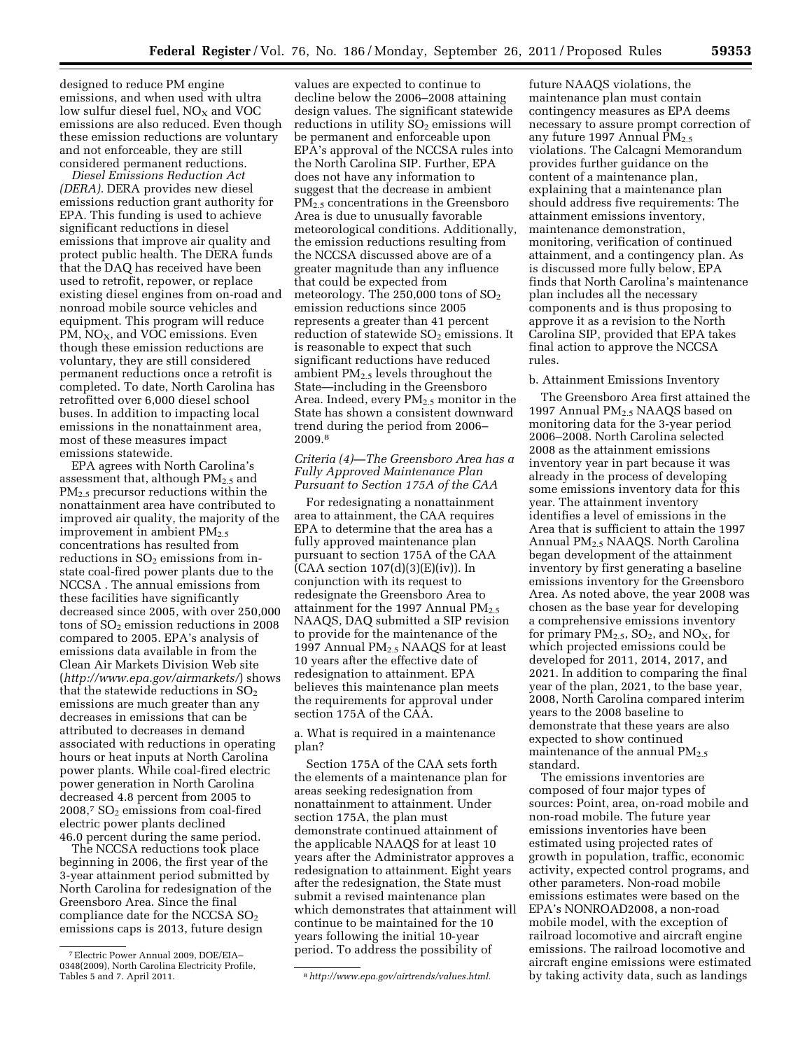designed to reduce PM engine emissions, and when used with ultra low sulfur diesel fuel, $NO_X$ and VOC emissions are also reduced. Even though these emission reductions are voluntary and not enforceable, they are still considered permanent reductions.

*Diesel Emissions Reduction Act (DERA).* DERA provides new diesel emissions reduction grant authority for EPA. This funding is used to achieve significant reductions in diesel emissions that improve air quality and protect public health. The DERA funds that the DAQ has received have been used to retrofit, repower, or replace existing diesel engines from on-road and nonroad mobile source vehicles and equipment. This program will reduce PM, $NO_X$, and VOC emissions. Even though these emission reductions are voluntary, they are still considered permanent reductions once a retrofit is completed. To date, North Carolina has retrofitted over 6,000 diesel school buses. In addition to impacting local emissions in the nonattainment area, most of these measures impact emissions statewide.

EPA agrees with North Carolina's assessment that, although $PM_{2.5}$ and $PM_{2.5}$ precursor reductions within the nonattainment area have contributed to improved air quality, the majority of the improvement in ambient $PM_{2.5}$ concentrations has resulted from reductions in $SO_2$ emissions from in-state coal-fired power plants due to the NCCSA . The annual emissions from these facilities have significantly decreased since 2005, with over 250,000 tons of $SO_2$ emission reductions in 2008 compared to 2005. EPA's analysis of emissions data available in from the Clean Air Markets Division Web site (*http://www.epa.gov/airmarkets/*) shows that the statewide reductions in $SO_2$ emissions are much greater than any decreases in emissions that can be attributed to decreases in demand associated with reductions in operating hours or heat inputs at North Carolina power plants. While coal-fired electric power generation in North Carolina decreased 4.8 percent from 2005 to 2008,[7] $SO_2$ emissions from coal-fired electric power plants declined 46.0 percent during the same period.

The NCCSA reductions took place beginning in 2006, the first year of the 3-year attainment period submitted by North Carolina for redesignation of the Greensboro Area. Since the final compliance date for the NCCSA $SO_2$ emissions caps is 2013, future design values are expected to continue to decline below the 2006–2008 attaining design values. The significant statewide reductions in utility $SO_2$ emissions will be permanent and enforceable upon EPA's approval of the NCCSA rules into the North Carolina SIP. Further, EPA does not have any information to suggest that the decrease in ambient $PM_{2.5}$ concentrations in the Greensboro Area is due to unusually favorable meteorological conditions. Additionally, the emission reductions resulting from the NCCSA discussed above are of a greater magnitude than any influence that could be expected from meteorology. The 250,000 tons of $SO_2$ emission reductions since 2005 represents a greater than 41 percent reduction of statewide $SO_2$ emissions. It is reasonable to expect that such significant reductions have reduced ambient $PM_{2.5}$ levels throughout the State—including in the Greensboro Area. Indeed, every $PM_{2.5}$ monitor in the State has shown a consistent downward trend during the period from 2006–2009.[8]

*Criteria (4)—The Greensboro Area has a Fully Approved Maintenance Plan Pursuant to Section 175A of the CAA*

For redesignating a nonattainment area to attainment, the CAA requires EPA to determine that the area has a fully approved maintenance plan pursuant to section 175A of the CAA (CAA section 107(d)(3)(E)(iv)). In conjunction with its request to redesignate the Greensboro Area to attainment for the 1997 Annual $PM_{2.5}$ NAAQS, DAQ submitted a SIP revision to provide for the maintenance of the 1997 Annual $PM_{2.5}$ NAAQS for at least 10 years after the effective date of redesignation to attainment. EPA believes this maintenance plan meets the requirements for approval under section 175A of the CAA.

a. What is required in a maintenance plan?

Section 175A of the CAA sets forth the elements of a maintenance plan for areas seeking redesignation from nonattainment to attainment. Under section 175A, the plan must demonstrate continued attainment of the applicable NAAQS for at least 10 years after the Administrator approves a redesignation to attainment. Eight years after the redesignation, the State must submit a revised maintenance plan which demonstrates that attainment will continue to be maintained for the 10 years following the initial 10-year period. To address the possibility of future NAAQS violations, the maintenance plan must contain contingency measures as EPA deems necessary to assure prompt correction of any future 1997 Annual $PM_{2.5}$ violations. The Calcagni Memorandum provides further guidance on the content of a maintenance plan, explaining that a maintenance plan should address five requirements: The attainment emissions inventory, maintenance demonstration, monitoring, verification of continued attainment, and a contingency plan. As is discussed more fully below, EPA finds that North Carolina's maintenance plan includes all the necessary components and is thus proposing to approve it as a revision to the North Carolina SIP, provided that EPA takes final action to approve the NCCSA rules.

b. Attainment Emissions Inventory

The Greensboro Area first attained the 1997 Annual $PM_{2.5}$ NAAQS based on monitoring data for the 3-year period 2006–2008. North Carolina selected 2008 as the attainment emissions inventory year in part because it was already in the process of developing some emissions inventory data for this year. The attainment inventory identifies a level of emissions in the Area that is sufficient to attain the 1997 Annual $PM_{2.5}$ NAAQS. North Carolina began development of the attainment inventory by first generating a baseline emissions inventory for the Greensboro Area. As noted above, the year 2008 was chosen as the base year for developing a comprehensive emissions inventory for primary $PM_{2.5}$, $SO_2$, and $NO_X$, for which projected emissions could be developed for 2011, 2014, 2017, and 2021. In addition to comparing the final year of the plan, 2021, to the base year, 2008, North Carolina compared interim years to the 2008 baseline to demonstrate that these years are also expected to show continued maintenance of the annual $PM_{2.5}$ standard.

The emissions inventories are composed of four major types of sources: Point, area, on-road mobile and non-road mobile. The future year emissions inventories have been estimated using projected rates of growth in population, traffic, economic activity, expected control programs, and other parameters. Non-road mobile emissions estimates were based on the EPA's NONROAD2008, a non-road mobile model, with the exception of railroad locomotive and aircraft engine emissions. The railroad locomotive and aircraft engine emissions were estimated by taking activity data, such as landings

---

[7] Electric Power Annual 2009, DOE/EIA–0348(2009), North Carolina Electricity Profile, Tables 5 and 7. April 2011.

[8] *http://www.epa.gov/airtrends/values.html.*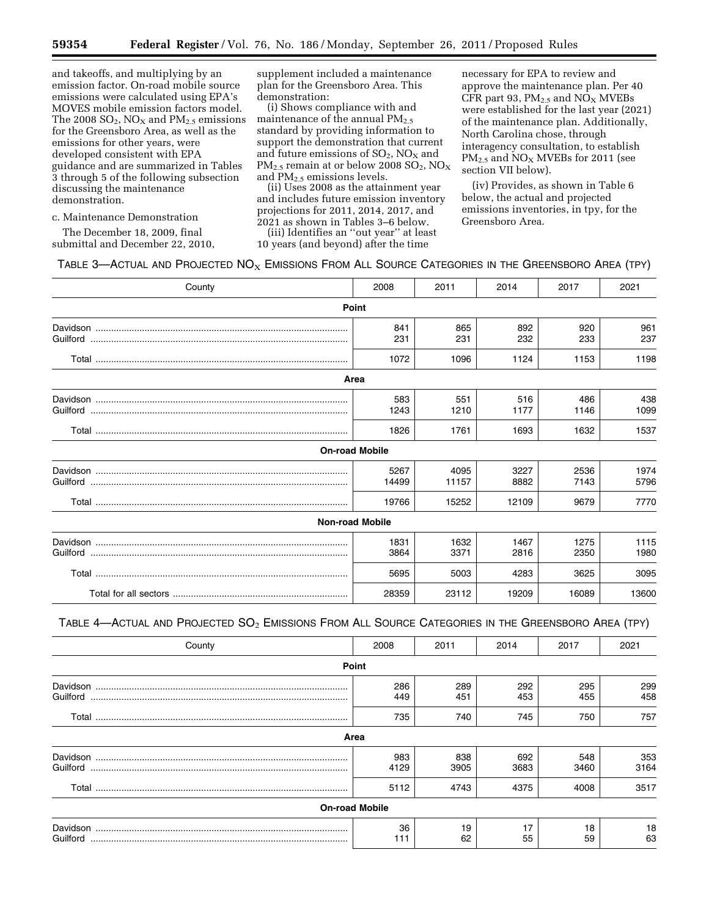and takeoffs, and multiplying by an emission factor. On-road mobile source emissions were calculated using EPA's MOVES mobile emission factors model. The 2008 $SO_2$, $NO_X$ and $PM_{2.5}$ emissions for the Greensboro Area, as well as the emissions for other years, were developed consistent with EPA guidance and are summarized in Tables 3 through 5 of the following subsection discussing the maintenance demonstration.

c. Maintenance Demonstration

The December 18, 2009, final submittal and December 22, 2010, supplement included a maintenance plan for the Greensboro Area. This demonstration:

(i) Shows compliance with and maintenance of the annual $PM_{2.5}$ standard by providing information to support the demonstration that current and future emissions of $SO_2$, $NO_X$ and $PM_{2.5}$ remain at or below 2008 $SO_2$, $NO_X$ and $PM_{2.5}$ emissions levels.

(ii) Uses 2008 as the attainment year and includes future emission inventory projections for 2011, 2014, 2017, and 2021 as shown in Tables 3–6 below.

(iii) Identifies an "out year" at least 10 years (and beyond) after the time necessary for EPA to review and approve the maintenance plan. Per 40 CFR part 93, $PM_{2.5}$ and $NO_X$ MVEBs were established for the last year (2021) of the maintenance plan. Additionally, North Carolina chose, through interagency consultation, to establish $PM_{2.5}$ and $NO_X$ MVEBs for 2011 (see section VII below).

(iv) Provides, as shown in Table 6 below, the actual and projected emissions inventories, in tpy, for the Greensboro Area.

TABLE 3—ACTUAL AND PROJECTED $NO_X$ EMISSIONS FROM ALL SOURCE CATEGORIES IN THE GREENSBORO AREA (TPY)

| County | 2008 | 2011 | 2014 | 2017 | 2021 |
|---|---|---|---|---|---|
| **Point** | | | | | |
| Davidson | 841 | 865 | 892 | 920 | 961 |
| Guilford | 231 | 231 | 232 | 233 | 237 |
| Total | 1072 | 1096 | 1124 | 1153 | 1198 |
| **Area** | | | | | |
| Davidson | 583 | 551 | 516 | 486 | 438 |
| Guilford | 1243 | 1210 | 1177 | 1146 | 1099 |
| Total | 1826 | 1761 | 1693 | 1632 | 1537 |
| **On-road Mobile** | | | | | |
| Davidson | 5267 | 4095 | 3227 | 2536 | 1974 |
| Guilford | 14499 | 11157 | 8882 | 7143 | 5796 |
| Total | 19766 | 15252 | 12109 | 9679 | 7770 |
| **Non-road Mobile** | | | | | |
| Davidson | 1831 | 1632 | 1467 | 1275 | 1115 |
| Guilford | 3864 | 3371 | 2816 | 2350 | 1980 |
| Total | 5695 | 5003 | 4283 | 3625 | 3095 |
| Total for all sectors | 28359 | 23112 | 19209 | 16089 | 13600 |

TABLE 4—ACTUAL AND PROJECTED $SO_2$ EMISSIONS FROM ALL SOURCE CATEGORIES IN THE GREENSBORO AREA (TPY)

| County | 2008 | 2011 | 2014 | 2017 | 2021 |
|---|---|---|---|---|---|
| **Point** | | | | | |
| Davidson | 286 | 289 | 292 | 295 | 299 |
| Guilford | 449 | 451 | 453 | 455 | 458 |
| Total | 735 | 740 | 745 | 750 | 757 |
| **Area** | | | | | |
| Davidson | 983 | 838 | 692 | 548 | 353 |
| Guilford | 4129 | 3905 | 3683 | 3460 | 3164 |
| Total | 5112 | 4743 | 4375 | 4008 | 3517 |
| **On-road Mobile** | | | | | |
| Davidson | 36 | 19 | 17 | 18 | 18 |
| Guilford | 111 | 62 | 55 | 59 | 63 |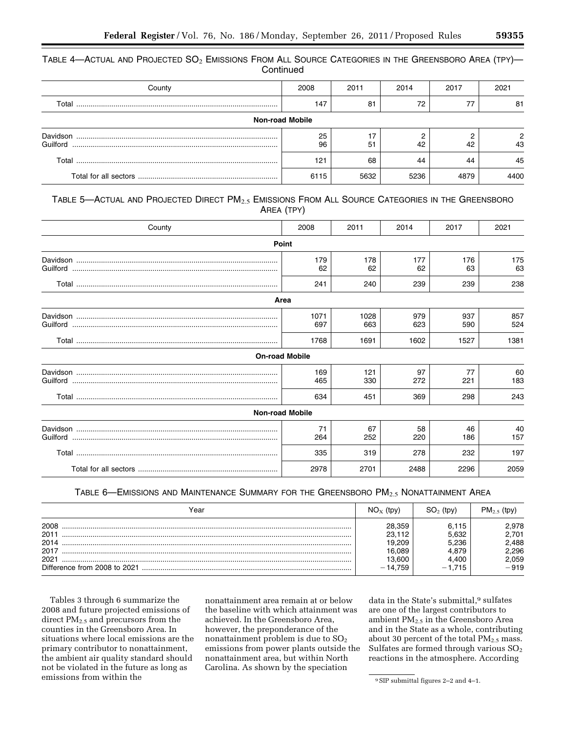TABLE 4—ACTUAL AND PROJECTED $SO_2$ EMISSIONS FROM ALL SOURCE CATEGORIES IN THE GREENSBORO AREA (TPY)—Continued

| County | 2008 | 2011 | 2014 | 2017 | 2021 |
|---|---|---|---|---|---|
| Total | 147 | 81 | 72 | 77 | 81 |
| **Non-road Mobile** | | | | | |
| Davidson | 25 | 17 | 2 | 2 | 2 |
| Guilford | 96 | 51 | 42 | 42 | 43 |
| Total | 121 | 68 | 44 | 44 | 45 |
| Total for all sectors | 6115 | 5632 | 5236 | 4879 | 4400 |

TABLE 5—ACTUAL AND PROJECTED DIRECT $PM_{2.5}$ EMISSIONS FROM ALL SOURCE CATEGORIES IN THE GREENSBORO AREA (TPY)

| County | 2008 | 2011 | 2014 | 2017 | 2021 |
|---|---|---|---|---|---|
| **Point** | | | | | |
| Davidson | 179 | 178 | 177 | 176 | 175 |
| Guilford | 62 | 62 | 62 | 63 | 63 |
| Total | 241 | 240 | 239 | 239 | 238 |
| **Area** | | | | | |
| Davidson | 1071 | 1028 | 979 | 937 | 857 |
| Guilford | 697 | 663 | 623 | 590 | 524 |
| Total | 1768 | 1691 | 1602 | 1527 | 1381 |
| **On-road Mobile** | | | | | |
| Davidson | 169 | 121 | 97 | 77 | 60 |
| Guilford | 465 | 330 | 272 | 221 | 183 |
| Total | 634 | 451 | 369 | 298 | 243 |
| **Non-road Mobile** | | | | | |
| Davidson | 71 | 67 | 58 | 46 | 40 |
| Guilford | 264 | 252 | 220 | 186 | 157 |
| Total | 335 | 319 | 278 | 232 | 197 |
| Total for all sectors | 2978 | 2701 | 2488 | 2296 | 2059 |

TABLE 6—EMISSIONS AND MAINTENANCE SUMMARY FOR THE GREENSBORO $PM_{2.5}$ NONATTAINMENT AREA

| Year | $NO_X$ (tpy) | $SO_2$ (tpy) | $PM_{2.5}$ (tpy) |
|---|---|---|---|
| 2008 | 28,359 | 6,115 | 2,978 |
| 2011 | 23,112 | 5,632 | 2,701 |
| 2014 | 19,209 | 5,236 | 2,488 |
| 2017 | 16,089 | 4,879 | 2,296 |
| 2021 | 13,600 | 4,400 | 2,059 |
| Difference from 2008 to 2021 | −14,759 | −1,715 | −919 |

Tables 3 through 6 summarize the 2008 and future projected emissions of direct $PM_{2.5}$ and precursors from the counties in the Greensboro Area. In situations where local emissions are the primary contributor to nonattainment, the ambient air quality standard should not be violated in the future as long as emissions from within the nonattainment area remain at or below the baseline with which attainment was achieved. In the Greensboro Area, however, the preponderance of the nonattainment problem is due to $SO_2$ emissions from power plants outside the nonattainment area, but within North Carolina. As shown by the speciation data in the State's submittal,[9] sulfates are one of the largest contributors to ambient $PM_{2.5}$ in the Greensboro Area and in the State as a whole, contributing about 30 percent of the total $PM_{2.5}$ mass. Sulfates are formed through various $SO_2$ reactions in the atmosphere. According

[9] SIP submittal figures 2–2 and 4–1.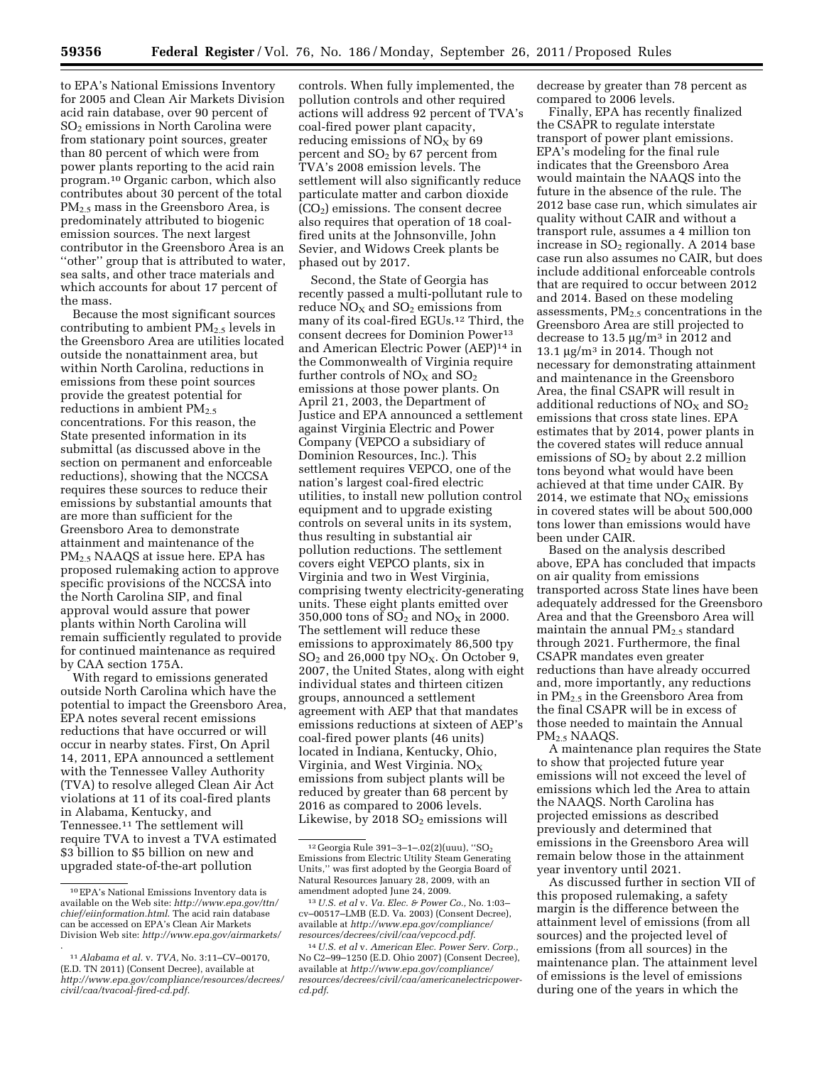to EPA's National Emissions Inventory for 2005 and Clean Air Markets Division acid rain database, over 90 percent of $SO_2$ emissions in North Carolina were from stationary point sources, greater than 80 percent of which were from power plants reporting to the acid rain program.[10] Organic carbon, which also contributes about 30 percent of the total $PM_{2.5}$ mass in the Greensboro Area, is predominately attributed to biogenic emission sources. The next largest contributor in the Greensboro Area is an ''other'' group that is attributed to water, sea salts, and other trace materials and which accounts for about 17 percent of the mass.

Because the most significant sources contributing to ambient $PM_{2.5}$ levels in the Greensboro Area are utilities located outside the nonattainment area, but within North Carolina, reductions in emissions from these point sources provide the greatest potential for reductions in ambient $PM_{2.5}$ concentrations. For this reason, the State presented information in its submittal (as discussed above in the section on permanent and enforceable reductions), showing that the NCCSA requires these sources to reduce their emissions by substantial amounts that are more than sufficient for the Greensboro Area to demonstrate attainment and maintenance of the $PM_{2.5}$ NAAQS at issue here. EPA has proposed rulemaking action to approve specific provisions of the NCCSA into the North Carolina SIP, and final approval would assure that power plants within North Carolina will remain sufficiently regulated to provide for continued maintenance as required by CAA section 175A.

With regard to emissions generated outside North Carolina which have the potential to impact the Greensboro Area, EPA notes several recent emissions reductions that have occurred or will occur in nearby states. First, On April 14, 2011, EPA announced a settlement with the Tennessee Valley Authority (TVA) to resolve alleged Clean Air Act violations at 11 of its coal-fired plants in Alabama, Kentucky, and Tennessee.[11] The settlement will require TVA to invest a TVA estimated $3 billion to $5 billion on new and upgraded state-of-the-art pollution controls. When fully implemented, the pollution controls and other required actions will address 92 percent of TVA's coal-fired power plant capacity, reducing emissions of $NO_X$ by 69 percent and $SO_2$ by 67 percent from TVA's 2008 emission levels. The settlement will also significantly reduce particulate matter and carbon dioxide ($CO_2$) emissions. The consent decree also requires that operation of 18 coal-fired units at the Johnsonville, John Sevier, and Widows Creek plants be phased out by 2017.

Second, the State of Georgia has recently passed a multi-pollutant rule to reduce $NO_X$ and $SO_2$ emissions from many of its coal-fired EGUs.[12] Third, the consent decrees for Dominion Power[13] and American Electric Power (AEP)[14] in the Commonwealth of Virginia require further controls of $NO_X$ and $SO_2$ emissions at those power plants. On April 21, 2003, the Department of Justice and EPA announced a settlement against Virginia Electric and Power Company (VEPCO a subsidiary of Dominion Resources, Inc.). This settlement requires VEPCO, one of the nation's largest coal-fired electric utilities, to install new pollution control equipment and to upgrade existing controls on several units in its system, thus resulting in substantial air pollution reductions. The settlement covers eight VEPCO plants, six in Virginia and two in West Virginia, comprising twenty electricity-generating units. These eight plants emitted over 350,000 tons of $SO_2$ and $NO_X$ in 2000. The settlement will reduce these emissions to approximately 86,500 tpy $SO_2$ and 26,000 tpy $NO_X$. On October 9, 2007, the United States, along with eight individual states and thirteen citizen groups, announced a settlement agreement with AEP that that mandates emissions reductions at sixteen of AEP's coal-fired power plants (46 units) located in Indiana, Kentucky, Ohio, Virginia, and West Virginia. $NO_X$ emissions from subject plants will be reduced by greater than 68 percent by 2016 as compared to 2006 levels. Likewise, by 2018 $SO_2$ emissions will decrease by greater than 78 percent as compared to 2006 levels.

Finally, EPA has recently finalized the CSAPR to regulate interstate transport of power plant emissions. EPA's modeling for the final rule indicates that the Greensboro Area would maintain the NAAQS into the future in the absence of the rule. The 2012 base case run, which simulates air quality without CAIR and without a transport rule, assumes a 4 million ton increase in $SO_2$ regionally. A 2014 base case run also assumes no CAIR, but does include additional enforceable controls that are required to occur between 2012 and 2014. Based on these modeling assessments, $PM_{2.5}$ concentrations in the Greensboro Area are still projected to decrease to 13.5 $\mu g/m^3$ in 2012 and 13.1 $\mu g/m^3$ in 2014. Though not necessary for demonstrating attainment and maintenance in the Greensboro Area, the final CSAPR will result in additional reductions of $NO_X$ and $SO_2$ emissions that cross state lines. EPA estimates that by 2014, power plants in the covered states will reduce annual emissions of $SO_2$ by about 2.2 million tons beyond what would have been achieved at that time under CAIR. By 2014, we estimate that $NO_X$ emissions in covered states will be about 500,000 tons lower than emissions would have been under CAIR.

Based on the analysis described above, EPA has concluded that impacts on air quality from emissions transported across State lines have been adequately addressed for the Greensboro Area and that the Greensboro Area will maintain the annual $PM_{2.5}$ standard through 2021. Furthermore, the final CSAPR mandates even greater reductions than have already occurred and, more importantly, any reductions in $PM_{2.5}$ in the Greensboro Area from the final CSAPR will be in excess of those needed to maintain the Annual $PM_{2.5}$ NAAQS.

A maintenance plan requires the State to show that projected future year emissions will not exceed the level of emissions which led the Area to attain the NAAQS. North Carolina has projected emissions as described previously and determined that emissions in the Greensboro Area will remain below those in the attainment year inventory until 2021.

As discussed further in section VII of this proposed rulemaking, a safety margin is the difference between the attainment level of emissions (from all sources) and the projected level of emissions (from all sources) in the maintenance plan. The attainment level of emissions is the level of emissions during one of the years in which the

---

[10] EPA's National Emissions Inventory data is available on the Web site: *http://www.epa.gov/ttn/chief/eiinformation.html*. The acid rain database can be accessed on EPA's Clean Air Markets Division Web site: *http://www.epa.gov/airmarkets/*.

[11] *Alabama et al.* v. *TVA*, No. 3:11–CV–00170, (E.D. TN 2011) (Consent Decree), available at *http://www.epa.gov/compliance/resources/decrees/civil/caa/tvacoal-fired-cd.pdf*.

[12] Georgia Rule 391–3–1–.02(2)(uuu), ''$SO_2$ Emissions from Electric Utility Steam Generating Units,'' was first adopted by the Georgia Board of Natural Resources January 28, 2009, with an amendment adopted June 24, 2009.

[13] *U.S. et al* v. *Va. Elec. & Power Co.*, No. 1:03–cv–00517–LMB (E.D. Va. 2003) (Consent Decree), available at *http://www.epa.gov/compliance/resources/decrees/civil/caa/vepcocd.pdf*.

[14] *U.S. et al* v. *American Elec. Power Serv. Corp.*, No C2–99–1250 (E.D. Ohio 2007) (Consent Decree), available at *http://www.epa.gov/compliance/resources/decrees/civil/caa/americanelectricpower-cd.pdf*.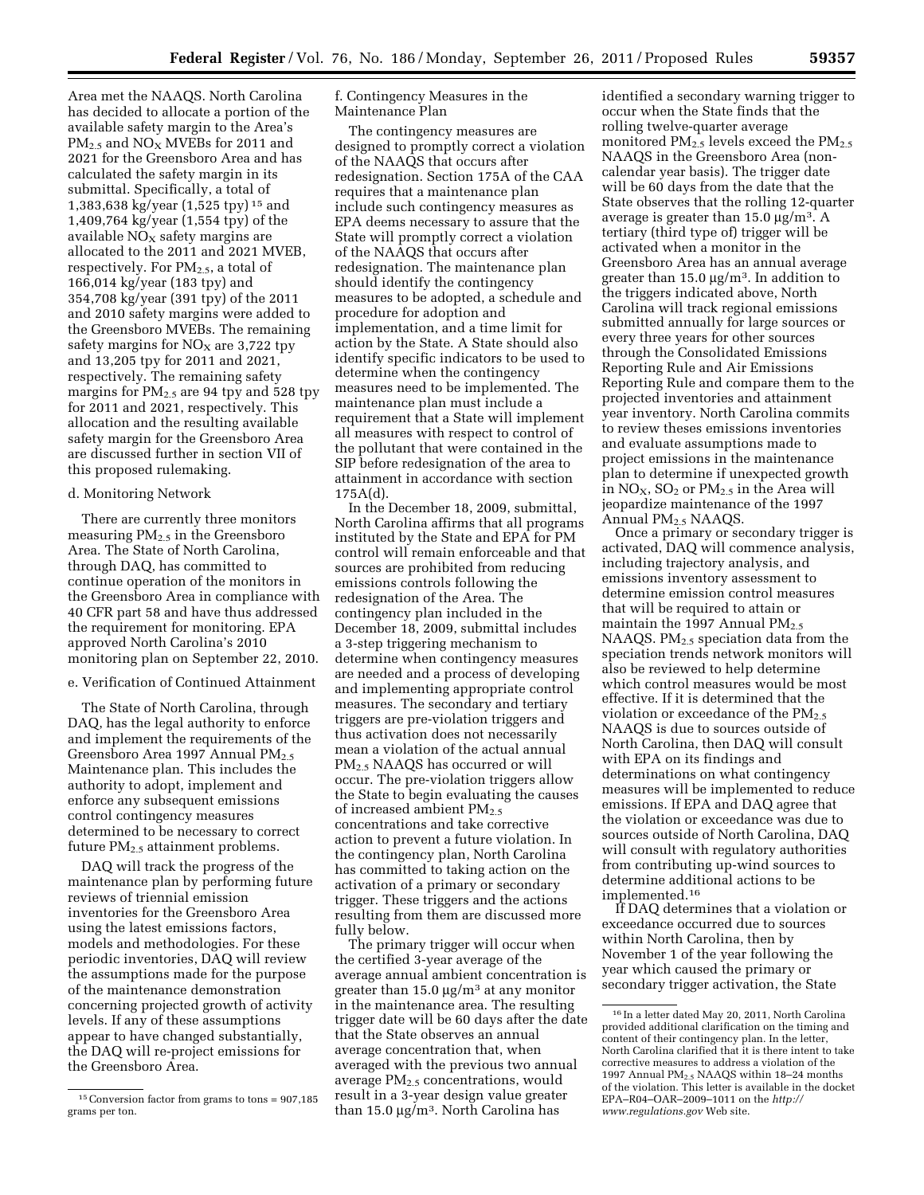Area met the NAAQS. North Carolina has decided to allocate a portion of the available safety margin to the Area's $PM_{2.5}$ and $NO_X$ MVEBs for 2011 and 2021 for the Greensboro Area and has calculated the safety margin in its submittal. Specifically, a total of 1,383,638 kg/year (1,525 tpy) [15] and 1,409,764 kg/year (1,554 tpy) of the available $NO_X$ safety margins are allocated to the 2011 and 2021 MVEB, respectively. For $PM_{2.5}$, a total of 166,014 kg/year (183 tpy) and 354,708 kg/year (391 tpy) of the 2011 and 2010 safety margins were added to the Greensboro MVEBs. The remaining safety margins for $NO_X$ are 3,722 tpy and 13,205 tpy for 2011 and 2021, respectively. The remaining safety margins for $PM_{2.5}$ are 94 tpy and 528 tpy for 2011 and 2021, respectively. This allocation and the resulting available safety margin for the Greensboro Area are discussed further in section VII of this proposed rulemaking.

d. Monitoring Network

There are currently three monitors measuring $PM_{2.5}$ in the Greensboro Area. The State of North Carolina, through DAQ, has committed to continue operation of the monitors in the Greensboro Area in compliance with 40 CFR part 58 and have thus addressed the requirement for monitoring. EPA approved North Carolina's 2010 monitoring plan on September 22, 2010.

e. Verification of Continued Attainment

The State of North Carolina, through DAQ, has the legal authority to enforce and implement the requirements of the Greensboro Area 1997 Annual $PM_{2.5}$ Maintenance plan. This includes the authority to adopt, implement and enforce any subsequent emissions control contingency measures determined to be necessary to correct future $PM_{2.5}$ attainment problems.

DAQ will track the progress of the maintenance plan by performing future reviews of triennial emission inventories for the Greensboro Area using the latest emissions factors, models and methodologies. For these periodic inventories, DAQ will review the assumptions made for the purpose of the maintenance demonstration concerning projected growth of activity levels. If any of these assumptions appear to have changed substantially, the DAQ will re-project emissions for the Greensboro Area.

f. Contingency Measures in the Maintenance Plan

The contingency measures are designed to promptly correct a violation of the NAAQS that occurs after redesignation. Section 175A of the CAA requires that a maintenance plan include such contingency measures as EPA deems necessary to assure that the State will promptly correct a violation of the NAAQS that occurs after redesignation. The maintenance plan should identify the contingency measures to be adopted, a schedule and procedure for adoption and implementation, and a time limit for action by the State. A State should also identify specific indicators to be used to determine when the contingency measures need to be implemented. The maintenance plan must include a requirement that a State will implement all measures with respect to control of the pollutant that were contained in the SIP before redesignation of the area to attainment in accordance with section 175A(d).

In the December 18, 2009, submittal, North Carolina affirms that all programs instituted by the State and EPA for PM control will remain enforceable and that sources are prohibited from reducing emissions controls following the redesignation of the Area. The contingency plan included in the December 18, 2009, submittal includes a 3-step triggering mechanism to determine when contingency measures are needed and a process of developing and implementing appropriate control measures. The secondary and tertiary triggers are pre-violation triggers and thus activation does not necessarily mean a violation of the actual annual $PM_{2.5}$ NAAQS has occurred or will occur. The pre-violation triggers allow the State to begin evaluating the causes of increased ambient $PM_{2.5}$ concentrations and take corrective action to prevent a future violation. In the contingency plan, North Carolina has committed to taking action on the activation of a primary or secondary trigger. These triggers and the actions resulting from them are discussed more fully below.

The primary trigger will occur when the certified 3-year average of the average annual ambient concentration is greater than 15.0 μg/m³ at any monitor in the maintenance area. The resulting trigger date will be 60 days after the date that the State observes an annual average concentration that, when averaged with the previous two annual average $PM_{2.5}$ concentrations, would result in a 3-year design value greater than 15.0 μg/m³. North Carolina has identified a secondary warning trigger to occur when the State finds that the rolling twelve-quarter average monitored $PM_{2.5}$ levels exceed the $PM_{2.5}$ NAAQS in the Greensboro Area (non-calendar year basis). The trigger date will be 60 days from the date that the State observes that the rolling 12-quarter average is greater than 15.0 μg/m³. A tertiary (third type of) trigger will be activated when a monitor in the Greensboro Area has an annual average greater than 15.0 μg/m³. In addition to the triggers indicated above, North Carolina will track regional emissions submitted annually for large sources or every three years for other sources through the Consolidated Emissions Reporting Rule and Air Emissions Reporting Rule and compare them to the projected inventories and attainment year inventory. North Carolina commits to review theses emissions inventories and evaluate assumptions made to project emissions in the maintenance plan to determine if unexpected growth in $NO_X$, $SO_2$ or $PM_{2.5}$ in the Area will jeopardize maintenance of the 1997 Annual $PM_{2.5}$ NAAQS.

Once a primary or secondary trigger is activated, DAQ will commence analysis, including trajectory analysis, and emissions inventory assessment to determine emission control measures that will be required to attain or maintain the 1997 Annual $PM_{2.5}$ NAAQS. $PM_{2.5}$ speciation data from the speciation trends network monitors will also be reviewed to help determine which control measures would be most effective. If it is determined that the violation or exceedance of the $PM_{2.5}$ NAAQS is due to sources outside of North Carolina, then DAQ will consult with EPA on its findings and determinations on what contingency measures will be implemented to reduce emissions. If EPA and DAQ agree that the violation or exceedance was due to sources outside of North Carolina, DAQ will consult with regulatory authorities from contributing up-wind sources to determine additional actions to be implemented.[16]

If DAQ determines that a violation or exceedance occurred due to sources within North Carolina, then by November 1 of the year following the year which caused the primary or secondary trigger activation, the State

---

[15] Conversion factor from grams to tons = 907,185 grams per ton.

[16] In a letter dated May 20, 2011, North Carolina provided additional clarification on the timing and content of their contingency plan. In the letter, North Carolina clarified that it is there intent to take corrective measures to address a violation of the 1997 Annual $PM_{2.5}$ NAAQS within 18–24 months of the violation. This letter is available in the docket EPA–R04–OAR–2009–1011 on the *http://www.regulations.gov* Web site.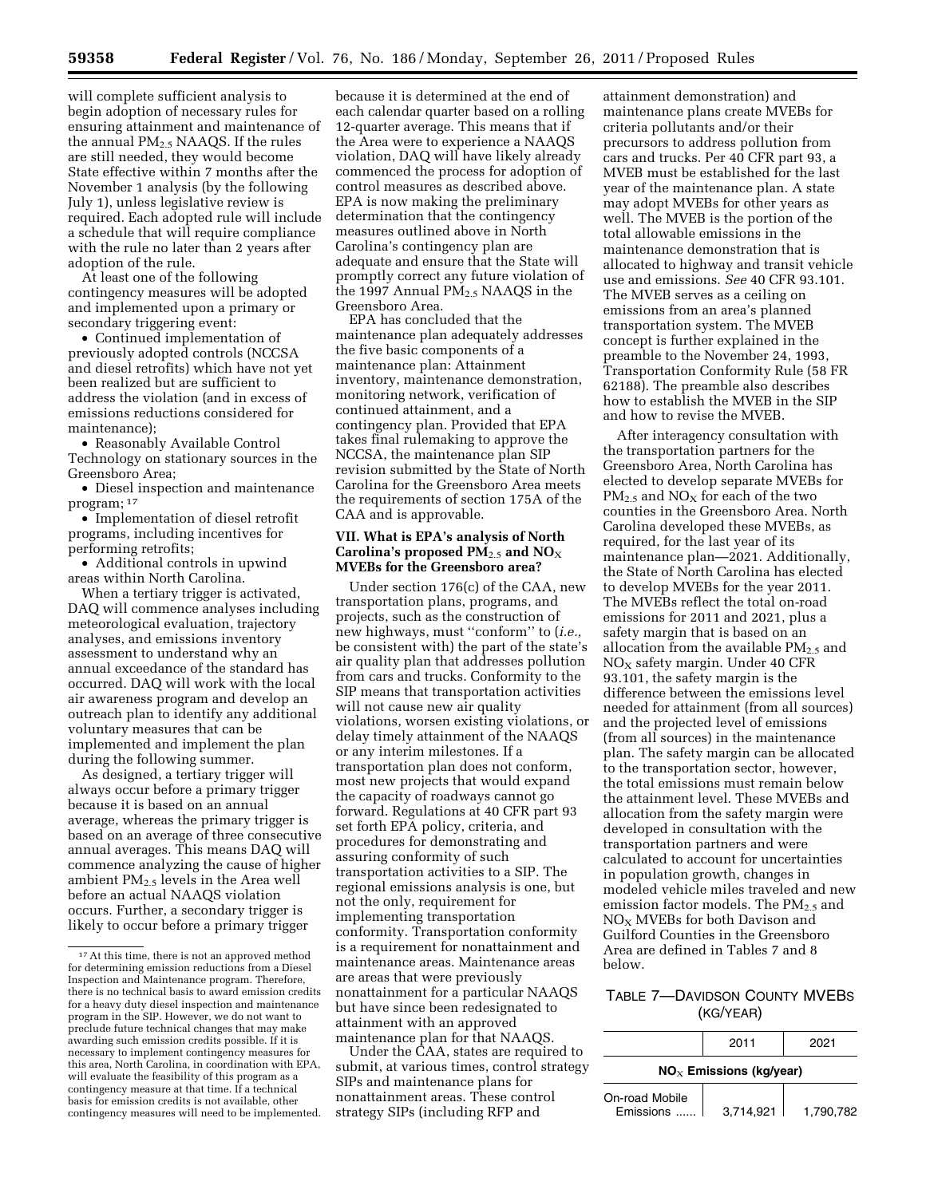will complete sufficient analysis to begin adoption of necessary rules for ensuring attainment and maintenance of the annual $PM_{2.5}$ NAAQS. If the rules are still needed, they would become State effective within 7 months after the November 1 analysis (by the following July 1), unless legislative review is required. Each adopted rule will include a schedule that will require compliance with the rule no later than 2 years after adoption of the rule.

At least one of the following contingency measures will be adopted and implemented upon a primary or secondary triggering event:

- Continued implementation of previously adopted controls (NCCSA and diesel retrofits) which have not yet been realized but are sufficient to address the violation (and in excess of emissions reductions considered for maintenance);
- Reasonably Available Control Technology on stationary sources in the Greensboro Area;
- Diesel inspection and maintenance program; [17]
- Implementation of diesel retrofit programs, including incentives for performing retrofits;
- Additional controls in upwind areas within North Carolina.

When a tertiary trigger is activated, DAQ will commence analyses including meteorological evaluation, trajectory analyses, and emissions inventory assessment to understand why an annual exceedance of the standard has occurred. DAQ will work with the local air awareness program and develop an outreach plan to identify any additional voluntary measures that can be implemented and implement the plan during the following summer.

As designed, a tertiary trigger will always occur before a primary trigger because it is based on an annual average, whereas the primary trigger is based on an average of three consecutive annual averages. This means DAQ will commence analyzing the cause of higher ambient $PM_{2.5}$ levels in the Area well before an actual NAAQS violation occurs. Further, a secondary trigger is likely to occur before a primary trigger because it is determined at the end of each calendar quarter based on a rolling 12-quarter average. This means that if the Area were to experience a NAAQS violation, DAQ will have likely already commenced the process for adoption of control measures as described above. EPA is now making the preliminary determination that the contingency measures outlined above in North Carolina's contingency plan are adequate and ensure that the State will promptly correct any future violation of the 1997 Annual $PM_{2.5}$ NAAQS in the Greensboro Area.

EPA has concluded that the maintenance plan adequately addresses the five basic components of a maintenance plan: Attainment inventory, maintenance demonstration, monitoring network, verification of continued attainment, and a contingency plan. Provided that EPA takes final rulemaking to approve the NCCSA, the maintenance plan SIP revision submitted by the State of North Carolina for the Greensboro Area meets the requirements of section 175A of the CAA and is approvable.

## VII. What is EPA's analysis of North Carolina's proposed $PM_{2.5}$ and $NO_X$ MVEBs for the Greensboro area?

Under section 176(c) of the CAA, new transportation plans, programs, and projects, such as the construction of new highways, must "conform" to (*i.e.,* be consistent with) the part of the state's air quality plan that addresses pollution from cars and trucks. Conformity to the SIP means that transportation activities will not cause new air quality violations, worsen existing violations, or delay timely attainment of the NAAQS or any interim milestones. If a transportation plan does not conform, most new projects that would expand the capacity of roadways cannot go forward. Regulations at 40 CFR part 93 set forth EPA policy, criteria, and procedures for demonstrating and assuring conformity of such transportation activities to a SIP. The regional emissions analysis is one, but not the only, requirement for implementing transportation conformity. Transportation conformity is a requirement for nonattainment and maintenance areas. Maintenance areas are areas that were previously nonattainment for a particular NAAQS but have since been redesignated to attainment with an approved maintenance plan for that NAAQS.

Under the CAA, states are required to submit, at various times, control strategy SIPs and maintenance plans for nonattainment areas. These control strategy SIPs (including RFP and attainment demonstration) and maintenance plans create MVEBs for criteria pollutants and/or their precursors to address pollution from cars and trucks. Per 40 CFR part 93, a MVEB must be established for the last year of the maintenance plan. A state may adopt MVEBs for other years as well. The MVEB is the portion of the total allowable emissions in the maintenance demonstration that is allocated to highway and transit vehicle use and emissions. *See* 40 CFR 93.101. The MVEB serves as a ceiling on emissions from an area's planned transportation system. The MVEB concept is further explained in the preamble to the November 24, 1993, Transportation Conformity Rule (58 FR 62188). The preamble also describes how to establish the MVEB in the SIP and how to revise the MVEB.

After interagency consultation with the transportation partners for the Greensboro Area, North Carolina has elected to develop separate MVEBs for $PM_{2.5}$ and $NO_X$ for each of the two counties in the Greensboro Area. North Carolina developed these MVEBs, as required, for the last year of its maintenance plan—2021. Additionally, the State of North Carolina has elected to develop MVEBs for the year 2011. The MVEBs reflect the total on-road emissions for 2011 and 2021, plus a safety margin that is based on an allocation from the available $PM_{2.5}$ and $NO_X$ safety margin. Under 40 CFR 93.101, the safety margin is the difference between the emissions level needed for attainment (from all sources) and the projected level of emissions (from all sources) in the maintenance plan. The safety margin can be allocated to the transportation sector, however, the total emissions must remain below the attainment level. These MVEBs and allocation from the safety margin were developed in consultation with the transportation partners and were calculated to account for uncertainties in population growth, changes in modeled vehicle miles traveled and new emission factor models. The $PM_{2.5}$ and $NO_X$ MVEBs for both Davidson and Guilford Counties in the Greensboro Area are defined in Tables 7 and 8 below.

TABLE 7—DAVIDSON COUNTY MVEBS (KG/YEAR)

| | 2011 | 2021 |
|---|---|---|
| **$NO_X$ Emissions (kg/year)** | | |
| On-road Mobile Emissions ...... | 3,714,921 | 1,790,782 |

[17] At this time, there is not an approved method for determining emission reductions from a Diesel Inspection and Maintenance program. Therefore, there is no technical basis to award emission credits for a heavy duty diesel inspection and maintenance program in the SIP. However, we do not want to preclude future technical changes that may make awarding such emission credits possible. If it is necessary to implement contingency measures for this area, North Carolina, in coordination with EPA, will evaluate the feasibility of this program as a contingency measure at that time. If a technical basis for emission credits is not available, other contingency measures will need to be implemented.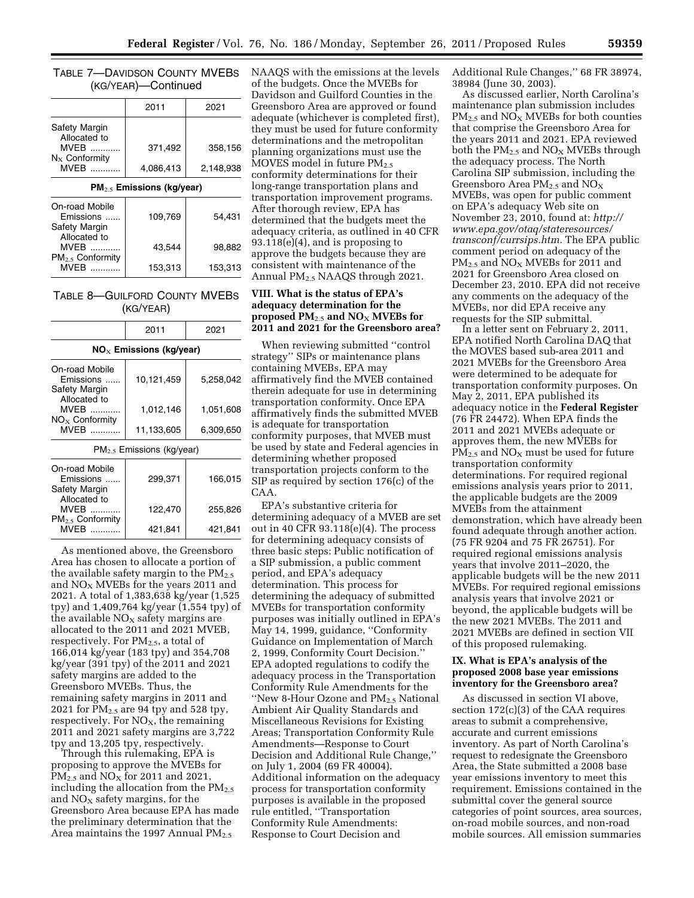TABLE 7—DAVIDSON COUNTY MVEBS (KG/YEAR)—Continued

| | 2011 | 2021 |
|---|---|---|
| Safety Margin Allocated to MVEB | 371,492 | 358,156 |
| $N_X$ Conformity MVEB | 4,086,413 | 2,148,938 |
| **$PM_{2.5}$ Emissions (kg/year)** | | |
| On-road Mobile Emissions | 109,769 | 54,431 |
| Safety Margin Allocated to MVEB | 43,544 | 98,882 |
| $PM_{2.5}$ Conformity MVEB | 153,313 | 153,313 |

TABLE 8—GUILFORD COUNTY MVEBS (KG/YEAR)

| | 2011 | 2021 |
|---|---|---|
| **$NO_X$ Emissions (kg/year)** | | |
| On-road Mobile Emissions | 10,121,459 | 5,258,042 |
| Safety Margin Allocated to MVEB | 1,012,146 | 1,051,608 |
| $NO_X$ Conformity MVEB | 11,133,605 | 6,309,650 |
| $PM_{2.5}$ Emissions (kg/year) | | |
| On-road Mobile Emissions | 299,371 | 166,015 |
| Safety Margin Allocated to MVEB | 122,470 | 255,826 |
| $PM_{2.5}$ Conformity MVEB | 421,841 | 421,841 |

As mentioned above, the Greensboro Area has chosen to allocate a portion of the available safety margin to the $PM_{2.5}$ and $NO_X$ MVEBs for the years 2011 and 2021. A total of 1,383,638 kg/year (1,525 tpy) and 1,409,764 kg/year (1,554 tpy) of the available $NO_X$ safety margins are allocated to the 2011 and 2021 MVEB, respectively. For $PM_{2.5}$, a total of 166,014 kg/year (183 tpy) and 354,708 kg/year (391 tpy) of the 2011 and 2021 safety margins are added to the Greensboro MVEBs. Thus, the remaining safety margins in 2011 and 2021 for $PM_{2.5}$ are 94 tpy and 528 tpy, respectively. For $NO_X$, the remaining 2011 and 2021 safety margins are 3,722 tpy and 13,205 tpy, respectively.

Through this rulemaking, EPA is proposing to approve the MVEBs for $PM_{2.5}$ and $NO_X$ for 2011 and 2021, including the allocation from the $PM_{2.5}$ and $NO_X$ safety margins, for the Greensboro Area because EPA has made the preliminary determination that the Area maintains the 1997 Annual $PM_{2.5}$ NAAQS with the emissions at the levels of the budgets. Once the MVEBs for Davidson and Guilford Counties in the Greensboro Area are approved or found adequate (whichever is completed first), they must be used for future conformity determinations and the metropolitan planning organizations must use the MOVES model in future $PM_{2.5}$ conformity determinations for their long-range transportation plans and transportation improvement programs. After thorough review, EPA has determined that the budgets meet the adequacy criteria, as outlined in 40 CFR 93.118(e)(4), and is proposing to approve the budgets because they are consistent with maintenance of the Annual $PM_{2.5}$ NAAQS through 2021.

### VIII. What is the status of EPA's adequacy determination for the proposed $PM_{2.5}$ and $NO_X$ MVEBs for 2011 and 2021 for the Greensboro area?

When reviewing submitted ''control strategy'' SIPs or maintenance plans containing MVEBs, EPA may affirmatively find the MVEB contained therein adequate for use in determining transportation conformity. Once EPA affirmatively finds the submitted MVEB is adequate for transportation conformity purposes, that MVEB must be used by state and Federal agencies in determining whether proposed transportation projects conform to the SIP as required by section 176(c) of the CAA.

EPA's substantive criteria for determining adequacy of a MVEB are set out in 40 CFR 93.118(e)(4). The process for determining adequacy consists of three basic steps: Public notification of a SIP submission, a public comment period, and EPA's adequacy determination. This process for determining the adequacy of submitted MVEBs for transportation conformity purposes was initially outlined in EPA's May 14, 1999, guidance, ''Conformity Guidance on Implementation of March 2, 1999, Conformity Court Decision.'' EPA adopted regulations to codify the adequacy process in the Transportation Conformity Rule Amendments for the ''New 8-Hour Ozone and $PM_{2.5}$ National Ambient Air Quality Standards and Miscellaneous Revisions for Existing Areas; Transportation Conformity Rule Amendments—Response to Court Decision and Additional Rule Change,'' on July 1, 2004 (69 FR 40004). Additional information on the adequacy process for transportation conformity purposes is available in the proposed rule entitled, ''Transportation Conformity Rule Amendments: Response to Court Decision and Additional Rule Changes,'' 68 FR 38974, 38984 (June 30, 2003).

As discussed earlier, North Carolina's maintenance plan submission includes $PM_{2.5}$ and $NO_X$ MVEBs for both counties that comprise the Greensboro Area for the years 2011 and 2021. EPA reviewed both the $PM_{2.5}$ and $NO_X$ MVEBs through the adequacy process. The North Carolina SIP submission, including the Greensboro Area $PM_{2.5}$ and $NO_X$ MVEBs, was open for public comment on EPA's adequacy Web site on November 23, 2010, found at: *http://www.epa.gov/otaq/stateresources/transconf/currsips.htm.* The EPA public comment period on adequacy of the $PM_{2.5}$ and $NO_X$ MVEBs for 2011 and 2021 for Greensboro Area closed on December 23, 2010. EPA did not receive any comments on the adequacy of the MVEBs, nor did EPA receive any requests for the SIP submittal.

In a letter sent on February 2, 2011, EPA notified North Carolina DAQ that the MOVES based sub-area 2011 and 2021 MVEBs for the Greensboro Area were determined to be adequate for transportation conformity purposes. On May 2, 2011, EPA published its adequacy notice in the **Federal Register** (76 FR 24472). When EPA finds the 2011 and 2021 MVEBs adequate or approves them, the new MVEBs for $PM_{2.5}$ and $NO_X$ must be used for future transportation conformity determinations. For required regional emissions analysis years prior to 2011, the applicable budgets are the 2009 MVEBs from the attainment demonstration, which have already been found adequate through another action. (75 FR 9204 and 75 FR 26751). For required regional emissions analysis years that involve 2011–2020, the applicable budgets will be the new 2011 MVEBs. For required regional emissions analysis years that involve 2021 or beyond, the applicable budgets will be the new 2021 MVEBs. The 2011 and 2021 MVEBs are defined in section VII of this proposed rulemaking.

### IX. What is EPA's analysis of the proposed 2008 base year emissions inventory for the Greensboro area?

As discussed in section VI above, section 172(c)(3) of the CAA requires areas to submit a comprehensive, accurate and current emissions inventory. As part of North Carolina's request to redesignate the Greensboro Area, the State submitted a 2008 base year emissions inventory to meet this requirement. Emissions contained in the submittal cover the general source categories of point sources, area sources, on-road mobile sources, and non-road mobile sources. All emission summaries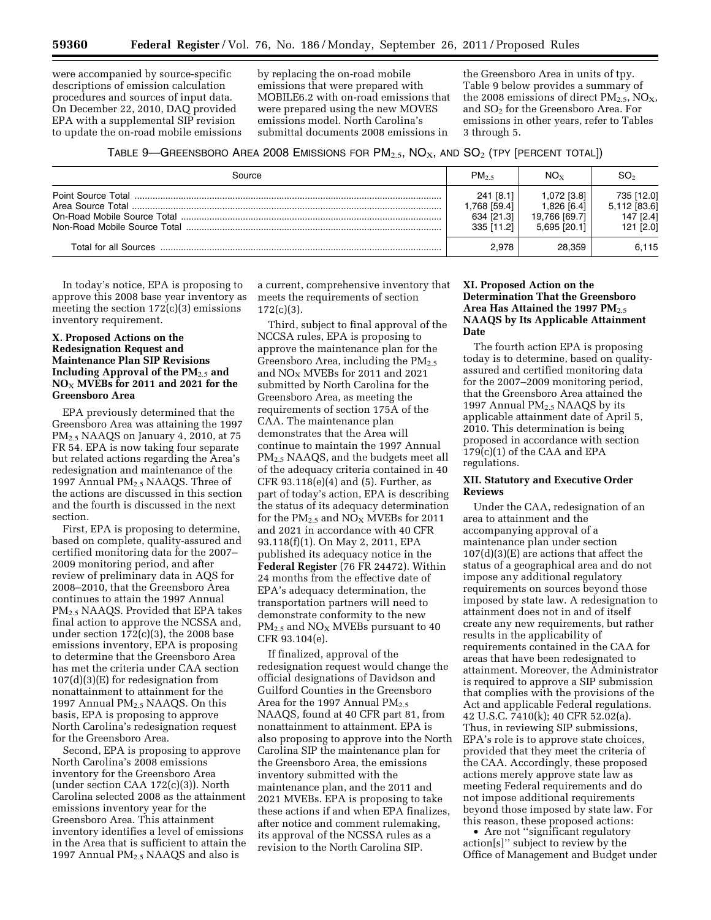were accompanied by source-specific descriptions of emission calculation procedures and sources of input data. On December 22, 2010, DAQ provided EPA with a supplemental SIP revision to update the on-road mobile emissions by replacing the on-road mobile emissions that were prepared with MOBILE6.2 with on-road emissions that were prepared using the new MOVES emissions model. North Carolina's submittal documents 2008 emissions in the Greensboro Area in units of tpy. Table 9 below provides a summary of the 2008 emissions of direct $PM_{2.5}$, $NO_X$, and $SO_2$ for the Greensboro Area. For emissions in other years, refer to Tables 3 through 5.

TABLE 9—GREENSBORO AREA 2008 EMISSIONS FOR $PM_{2.5}$, $NO_X$, AND $SO_2$ (TPY [PERCENT TOTAL])

| Source | $PM_{2.5}$ | $NO_X$ | $SO_2$ |
|---|---|---|---|
| Point Source Total | 241 [8.1] | 1,072 [3.8] | 735 [12.0] |
| Area Source Total | 1,768 [59.4] | 1,826 [6.4] | 5,112 [83.6] |
| On-Road Mobile Source Total | 634 [21.3] | 19,766 [69.7] | 147 [2.4] |
| Non-Road Mobile Source Total | 335 [11.2] | 5,695 [20.1] | 121 [2.0] |
| Total for all Sources | 2,978 | 28,359 | 6,115 |

In today's notice, EPA is proposing to approve this 2008 base year inventory as meeting the section 172(c)(3) emissions inventory requirement.

## X. Proposed Actions on the Redesignation Request and Maintenance Plan SIP Revisions Including Approval of the $PM_{2.5}$ and $NO_X$ MVEBs for 2011 and 2021 for the Greensboro Area

EPA previously determined that the Greensboro Area was attaining the 1997 $PM_{2.5}$ NAAQS on January 4, 2010, at 75 FR 54. EPA is now taking four separate but related actions regarding the Area's redesignation and maintenance of the 1997 Annual $PM_{2.5}$ NAAQS. Three of the actions are discussed in this section and the fourth is discussed in the next section.

First, EPA is proposing to determine, based on complete, quality-assured and certified monitoring data for the 2007–2009 monitoring period, and after review of preliminary data in AQS for 2008–2010, that the Greensboro Area continues to attain the 1997 Annual $PM_{2.5}$ NAAQS. Provided that EPA takes final action to approve the NCSSA and, under section 172(c)(3), the 2008 base emissions inventory, EPA is proposing to determine that the Greensboro Area has met the criteria under CAA section 107(d)(3)(E) for redesignation from nonattainment to attainment for the 1997 Annual $PM_{2.5}$ NAAQS. On this basis, EPA is proposing to approve North Carolina's redesignation request for the Greensboro Area.

Second, EPA is proposing to approve North Carolina's 2008 emissions inventory for the Greensboro Area (under section CAA 172(c)(3)). North Carolina selected 2008 as the attainment emissions inventory year for the Greensboro Area. This attainment inventory identifies a level of emissions in the Area that is sufficient to attain the 1997 Annual $PM_{2.5}$ NAAQS and also is a current, comprehensive inventory that meets the requirements of section 172(c)(3).

Third, subject to final approval of the NCCSA rules, EPA is proposing to approve the maintenance plan for the Greensboro Area, including the $PM_{2.5}$ and $NO_X$ MVEBs for 2011 and 2021 submitted by North Carolina for the Greensboro Area, as meeting the requirements of section 175A of the CAA. The maintenance plan demonstrates that the Area will continue to maintain the 1997 Annual $PM_{2.5}$ NAAQS, and the budgets meet all of the adequacy criteria contained in 40 CFR 93.118(e)(4) and (5). Further, as part of today's action, EPA is describing the status of its adequacy determination for the $PM_{2.5}$ and $NO_X$ MVEBs for 2011 and 2021 in accordance with 40 CFR 93.118(f)(1). On May 2, 2011, EPA published its adequacy notice in the **Federal Register** (76 FR 24472). Within 24 months from the effective date of EPA's adequacy determination, the transportation partners will need to demonstrate conformity to the new $PM_{2.5}$ and $NO_X$ MVEBs pursuant to 40 CFR 93.104(e).

If finalized, approval of the redesignation request would change the official designations of Davidson and Guilford Counties in the Greensboro Area for the 1997 Annual $PM_{2.5}$ NAAQS, found at 40 CFR part 81, from nonattainment to attainment. EPA is also proposing to approve into the North Carolina SIP the maintenance plan for the Greensboro Area, the emissions inventory submitted with the maintenance plan, and the 2011 and 2021 MVEBs. EPA is proposing to take these actions if and when EPA finalizes, after notice and comment rulemaking, its approval of the NCSSA rules as a revision to the North Carolina SIP.

## XI. Proposed Action on the Determination That the Greensboro Area Has Attained the 1997 $PM_{2.5}$ NAAQS by Its Applicable Attainment Date

The fourth action EPA is proposing today is to determine, based on quality-assured and certified monitoring data for the 2007–2009 monitoring period, that the Greensboro Area attained the 1997 Annual $PM_{2.5}$ NAAQS by its applicable attainment date of April 5, 2010. This determination is being proposed in accordance with section 179(c)(1) of the CAA and EPA regulations.

## XII. Statutory and Executive Order Reviews

Under the CAA, redesignation of an area to attainment and the accompanying approval of a maintenance plan under section 107(d)(3)(E) are actions that affect the status of a geographical area and do not impose any additional regulatory requirements on sources beyond those imposed by state law. A redesignation to attainment does not in and of itself create any new requirements, but rather results in the applicability of requirements contained in the CAA for areas that have been redesignated to attainment. Moreover, the Administrator is required to approve a SIP submission that complies with the provisions of the Act and applicable Federal regulations. 42 U.S.C. 7410(k); 40 CFR 52.02(a). Thus, in reviewing SIP submissions, EPA's role is to approve state choices, provided that they meet the criteria of the CAA. Accordingly, these proposed actions merely approve state law as meeting Federal requirements and do not impose additional requirements beyond those imposed by state law. For this reason, these proposed actions:

- Are not ''significant regulatory action[s]'' subject to review by the Office of Management and Budget under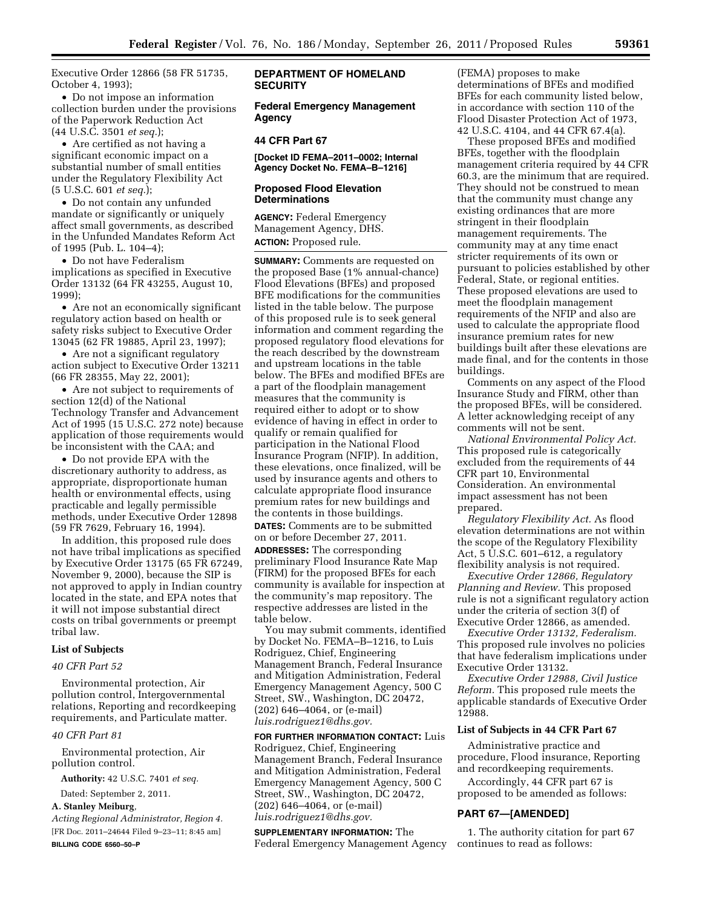Executive Order 12866 (58 FR 51735, October 4, 1993);

- Do not impose an information collection burden under the provisions of the Paperwork Reduction Act (44 U.S.C. 3501 *et seq.*);
- Are certified as not having a significant economic impact on a substantial number of small entities under the Regulatory Flexibility Act (5 U.S.C. 601 *et seq.*);
- Do not contain any unfunded mandate or significantly or uniquely affect small governments, as described in the Unfunded Mandates Reform Act of 1995 (Pub. L. 104–4);
- Do not have Federalism implications as specified in Executive Order 13132 (64 FR 43255, August 10, 1999);
- Are not an economically significant regulatory action based on health or safety risks subject to Executive Order 13045 (62 FR 19885, April 23, 1997);
- Are not a significant regulatory action subject to Executive Order 13211 (66 FR 28355, May 22, 2001);
- Are not subject to requirements of section 12(d) of the National Technology Transfer and Advancement Act of 1995 (15 U.S.C. 272 note) because application of those requirements would be inconsistent with the CAA; and
- Do not provide EPA with the discretionary authority to address, as appropriate, disproportionate human health or environmental effects, using practicable and legally permissible methods, under Executive Order 12898 (59 FR 7629, February 16, 1994).

In addition, this proposed rule does not have tribal implications as specified by Executive Order 13175 (65 FR 67249, November 9, 2000), because the SIP is not approved to apply in Indian country located in the state, and EPA notes that it will not impose substantial direct costs on tribal governments or preempt tribal law.

**List of Subjects**

*40 CFR Part 52*

Environmental protection, Air pollution control, Intergovernmental relations, Reporting and recordkeeping requirements, and Particulate matter.

*40 CFR Part 81*

Environmental protection, Air pollution control.

**Authority:** 42 U.S.C. 7401 *et seq.*

Dated: September 2, 2011.

**A. Stanley Meiburg,**

*Acting Regional Administrator, Region 4.*

[FR Doc. 2011–24644 Filed 9–23–11; 8:45 am]

**BILLING CODE 6560–50–P**

## DEPARTMENT OF HOMELAND SECURITY

## Federal Emergency Management Agency

## 44 CFR Part 67

**[Docket ID FEMA–2011–0002; Internal Agency Docket No. FEMA–B–1216]**

## Proposed Flood Elevation Determinations

**AGENCY:** Federal Emergency Management Agency, DHS.

**ACTION:** Proposed rule.

**SUMMARY:** Comments are requested on the proposed Base (1% annual-chance) Flood Elevations (BFEs) and proposed BFE modifications for the communities listed in the table below. The purpose of this proposed rule is to seek general information and comment regarding the proposed regulatory flood elevations for the reach described by the downstream and upstream locations in the table below. The BFEs and modified BFEs are a part of the floodplain management measures that the community is required either to adopt or to show evidence of having in effect in order to qualify or remain qualified for participation in the National Flood Insurance Program (NFIP). In addition, these elevations, once finalized, will be used by insurance agents and others to calculate appropriate flood insurance premium rates for new buildings and the contents in those buildings.

**DATES:** Comments are to be submitted on or before December 27, 2011.

**ADDRESSES:** The corresponding preliminary Flood Insurance Rate Map (FIRM) for the proposed BFEs for each community is available for inspection at the community's map repository. The respective addresses are listed in the table below.

You may submit comments, identified by Docket No. FEMA–B–1216, to Luis Rodriguez, Chief, Engineering Management Branch, Federal Insurance and Mitigation Administration, Federal Emergency Management Agency, 500 C Street, SW., Washington, DC 20472, (202) 646–4064, or (e-mail) *luis.rodriguez1@dhs.gov.*

**FOR FURTHER INFORMATION CONTACT:** Luis Rodriguez, Chief, Engineering Management Branch, Federal Insurance and Mitigation Administration, Federal Emergency Management Agency, 500 C Street, SW., Washington, DC 20472, (202) 646–4064, or (e-mail) *luis.rodriguez1@dhs.gov.*

**SUPPLEMENTARY INFORMATION:** The Federal Emergency Management Agency (FEMA) proposes to make determinations of BFEs and modified BFEs for each community listed below, in accordance with section 110 of the Flood Disaster Protection Act of 1973, 42 U.S.C. 4104, and 44 CFR 67.4(a).

These proposed BFEs and modified BFEs, together with the floodplain management criteria required by 44 CFR 60.3, are the minimum that are required. They should not be construed to mean that the community must change any existing ordinances that are more stringent in their floodplain management requirements. The community may at any time enact stricter requirements of its own or pursuant to policies established by other Federal, State, or regional entities. These proposed elevations are used to meet the floodplain management requirements of the NFIP and also are used to calculate the appropriate flood insurance premium rates for new buildings built after these elevations are made final, and for the contents in those buildings.

Comments on any aspect of the Flood Insurance Study and FIRM, other than the proposed BFEs, will be considered. A letter acknowledging receipt of any comments will not be sent.

*National Environmental Policy Act.* This proposed rule is categorically excluded from the requirements of 44 CFR part 10, Environmental Consideration. An environmental impact assessment has not been prepared.

*Regulatory Flexibility Act.* As flood elevation determinations are not within the scope of the Regulatory Flexibility Act, 5 U.S.C. 601–612, a regulatory flexibility analysis is not required.

*Executive Order 12866, Regulatory Planning and Review.* This proposed rule is not a significant regulatory action under the criteria of section 3(f) of Executive Order 12866, as amended.

*Executive Order 13132, Federalism.* This proposed rule involves no policies that have federalism implications under Executive Order 13132.

*Executive Order 12988, Civil Justice Reform.* This proposed rule meets the applicable standards of Executive Order 12988.

**List of Subjects in 44 CFR Part 67**

Administrative practice and procedure, Flood insurance, Reporting and recordkeeping requirements.

Accordingly, 44 CFR part 67 is proposed to be amended as follows:

## PART 67—[AMENDED]

1. The authority citation for part 67 continues to read as follows: